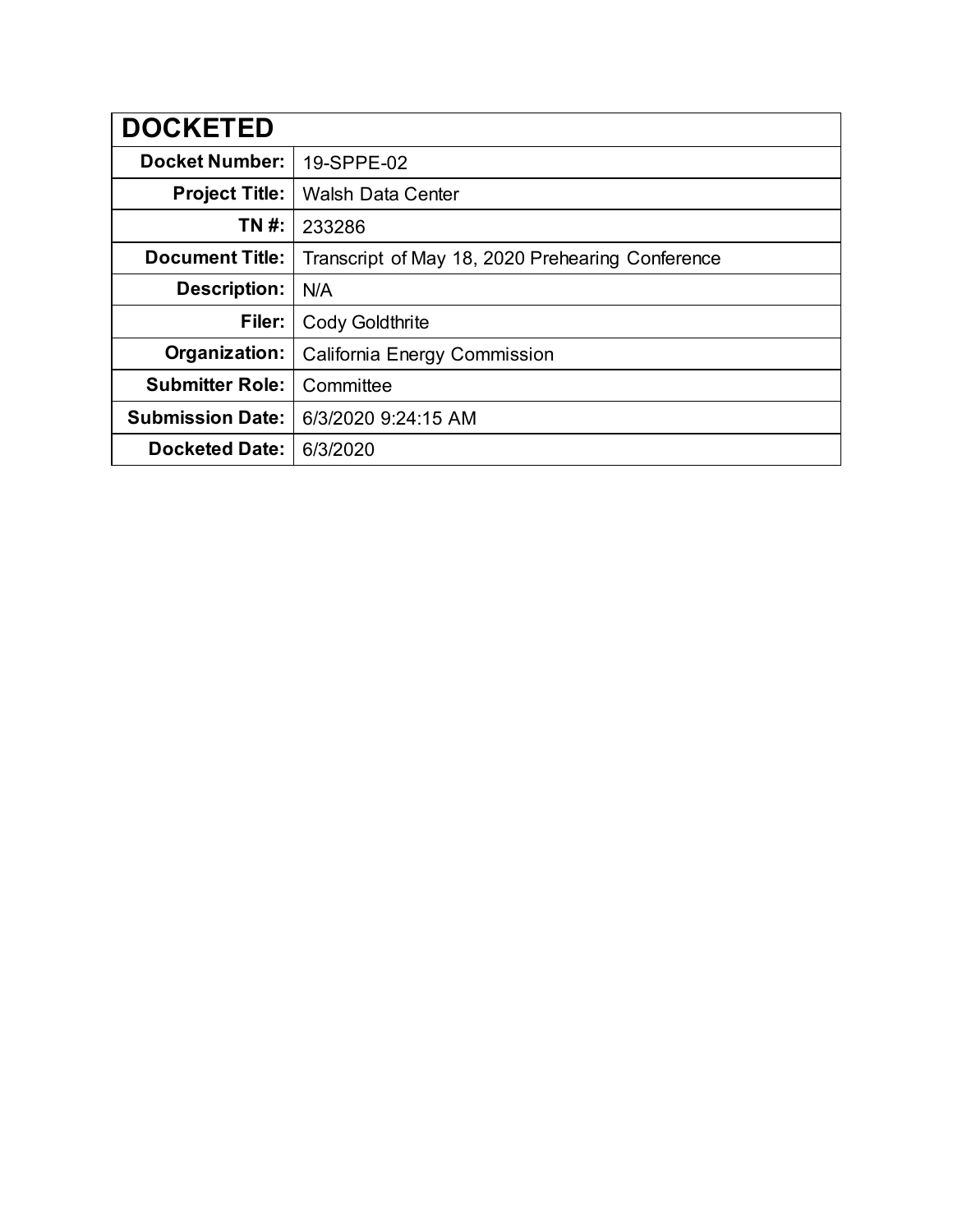| DOCKETED | |
|---|---|
| **Docket Number:** | 19-SPPE-02 |
| **Project Title:** | Walsh Data Center |
| **TN #:** | 233286 |
| **Document Title:** | Transcript of May 18, 2020 Prehearing Conference |
| **Description:** | N/A |
| **Filer:** | Cody Goldthrite |
| **Organization:** | California Energy Commission |
| **Submitter Role:** | Committee |
| **Submission Date:** | 6/3/2020 9:24:15 AM |
| **Docketed Date:** | 6/3/2020 |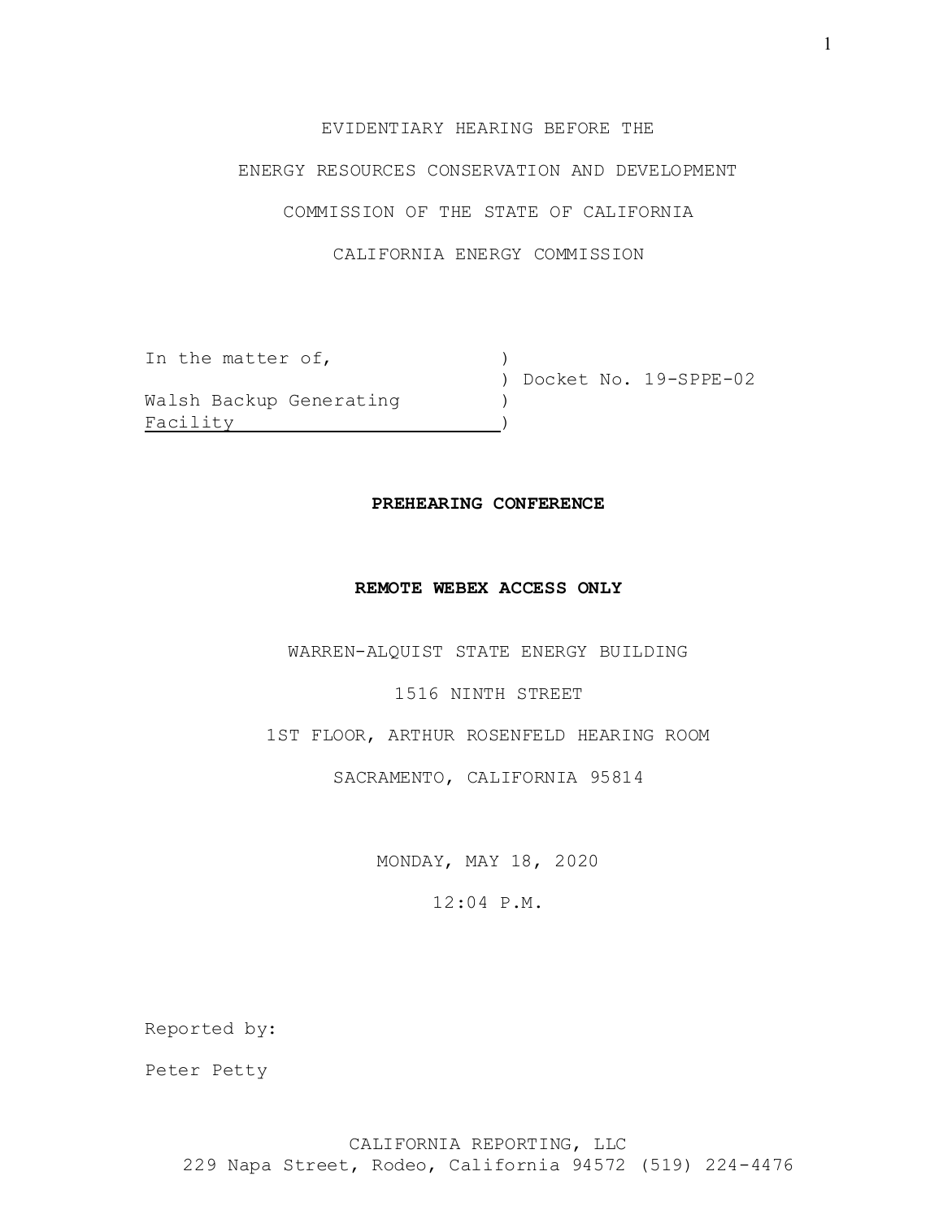EVIDENTIARY HEARING BEFORE THE

ENERGY RESOURCES CONSERVATION AND DEVELOPMENT

COMMISSION OF THE STATE OF CALIFORNIA

CALIFORNIA ENERGY COMMISSION

| | |
|---|---|
| In the matter of, | ) |
| | ) Docket No. 19-SPPE-02 |
| Walsh Backup Generating | ) |
| Facility | ) |

**PREHEARING CONFERENCE**

**REMOTE WEBEX ACCESS ONLY**

WARREN-ALQUIST STATE ENERGY BUILDING

1516 NINTH STREET

1ST FLOOR, ARTHUR ROSENFELD HEARING ROOM

SACRAMENTO, CALIFORNIA 95814

MONDAY, MAY 18, 2020

12:04 P.M.

Reported by:

Peter Petty

CALIFORNIA REPORTING, LLC
229 Napa Street, Rodeo, California 94572 (519) 224-4476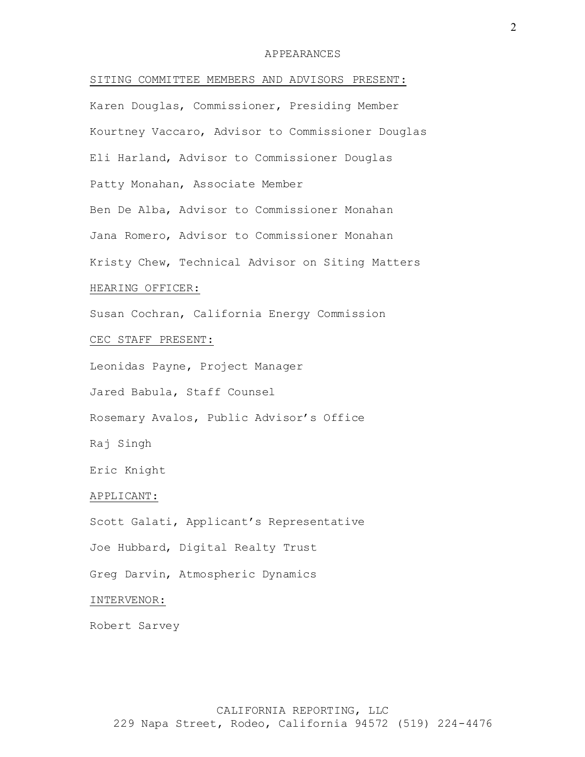# APPEARANCES

SITING COMMITTEE MEMBERS AND ADVISORS PRESENT:

Karen Douglas, Commissioner, Presiding Member

Kourtney Vaccaro, Advisor to Commissioner Douglas

Eli Harland, Advisor to Commissioner Douglas

Patty Monahan, Associate Member

Ben De Alba, Advisor to Commissioner Monahan

Jana Romero, Advisor to Commissioner Monahan

Kristy Chew, Technical Advisor on Siting Matters

HEARING OFFICER:

Susan Cochran, California Energy Commission

CEC STAFF PRESENT:

Leonidas Payne, Project Manager

Jared Babula, Staff Counsel

Rosemary Avalos, Public Advisor's Office

Raj Singh

Eric Knight

APPLICANT:

Scott Galati, Applicant's Representative

Joe Hubbard, Digital Realty Trust

Greg Darvin, Atmospheric Dynamics

INTERVENOR:

Robert Sarvey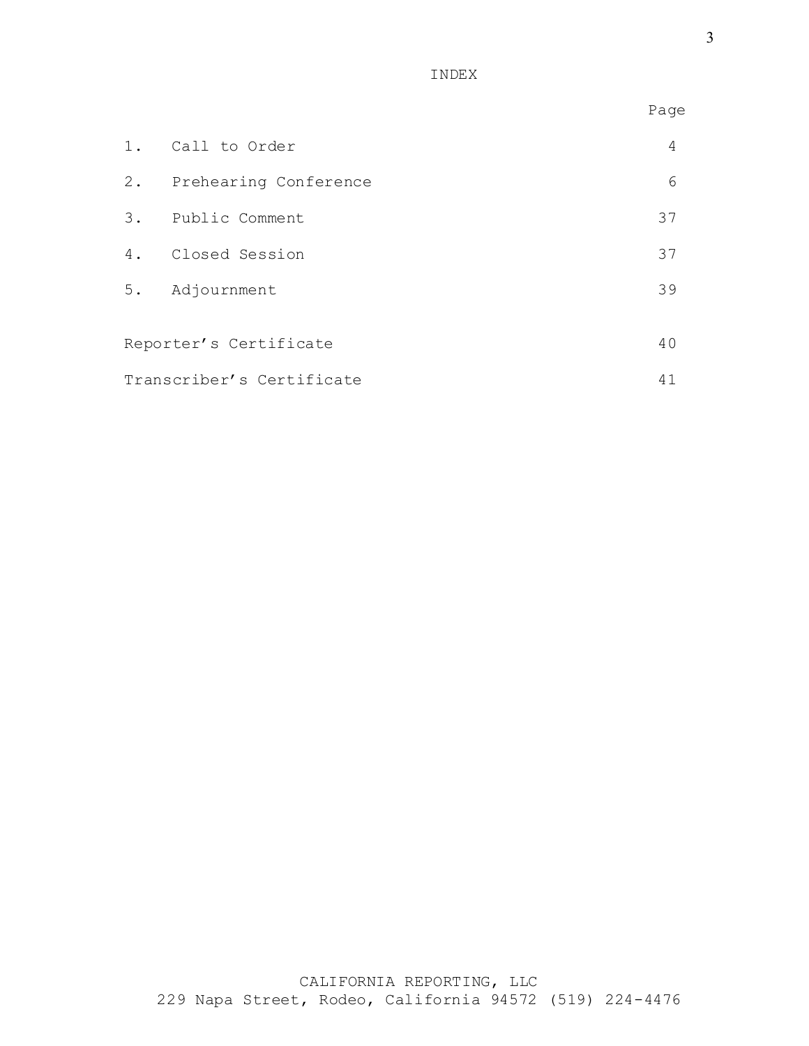# INDEX

| | | Page |
|---|---|---|
| 1. | Call to Order | 4 |
| 2. | Prehearing Conference | 6 |
| 3. | Public Comment | 37 |
| 4. | Closed Session | 37 |
| 5. | Adjournment | 39 |
| | | |
| Reporter's Certificate | | 40 |
| Transcriber's Certificate | | 41 |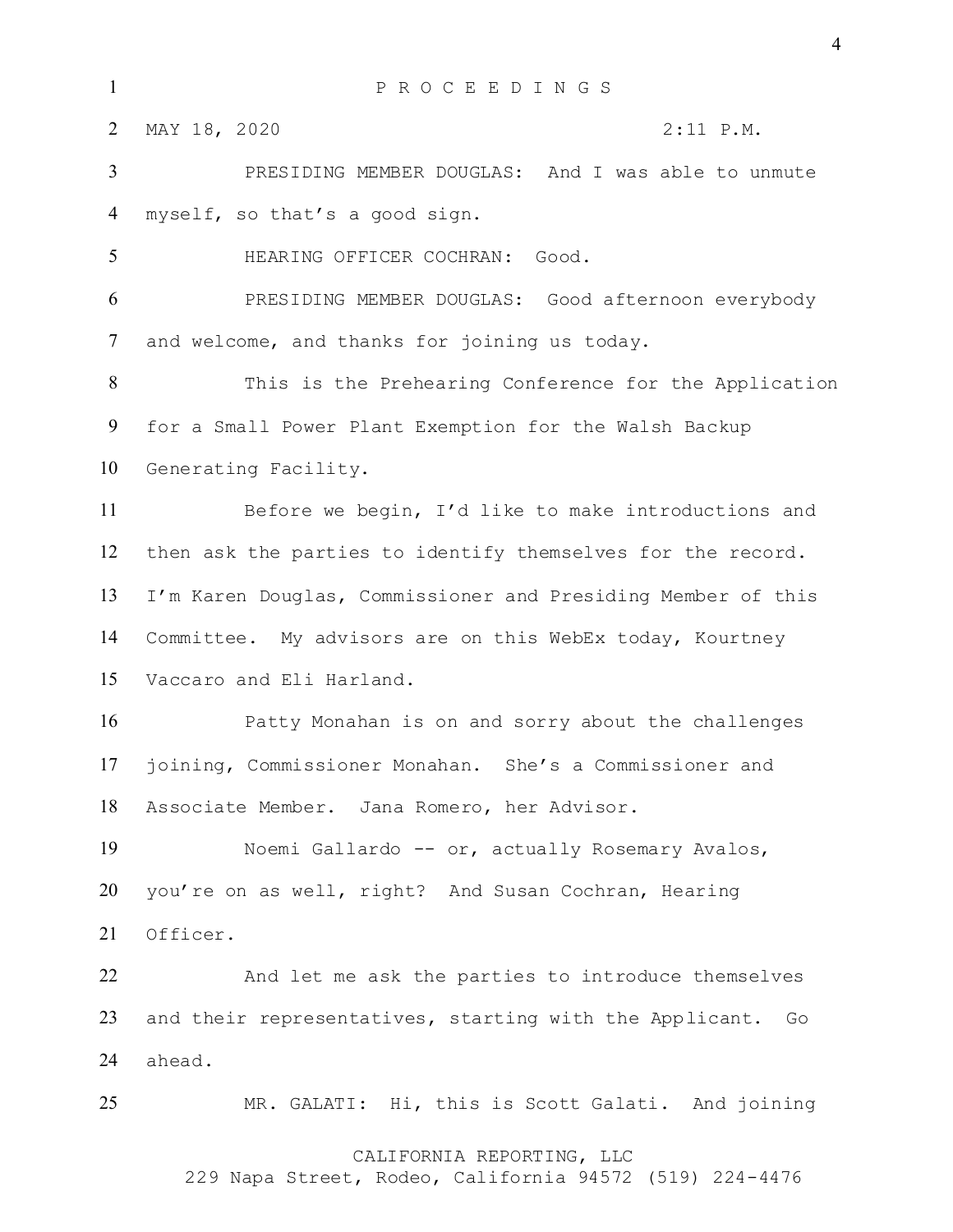P R O C E E D I N G S

MAY 18, 2020 2:11 P.M.

PRESIDING MEMBER DOUGLAS: And I was able to unmute myself, so that's a good sign.

HEARING OFFICER COCHRAN: Good.

PRESIDING MEMBER DOUGLAS: Good afternoon everybody and welcome, and thanks for joining us today.

This is the Prehearing Conference for the Application for a Small Power Plant Exemption for the Walsh Backup Generating Facility.

Before we begin, I'd like to make introductions and then ask the parties to identify themselves for the record. I'm Karen Douglas, Commissioner and Presiding Member of this Committee. My advisors are on this WebEx today, Kourtney Vaccaro and Eli Harland.

Patty Monahan is on and sorry about the challenges joining, Commissioner Monahan. She's a Commissioner and Associate Member. Jana Romero, her Advisor.

Noemi Gallardo -- or, actually Rosemary Avalos, you're on as well, right? And Susan Cochran, Hearing Officer.

And let me ask the parties to introduce themselves and their representatives, starting with the Applicant. Go ahead.

MR. GALATI: Hi, this is Scott Galati. And joining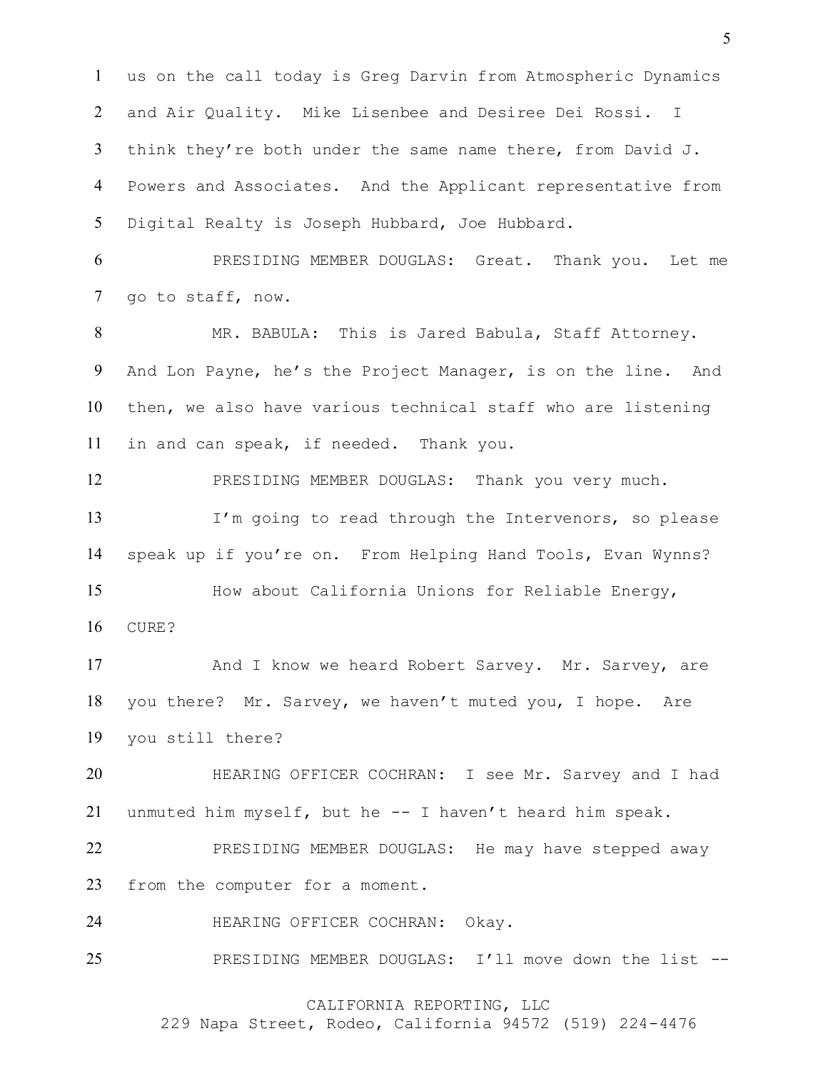us on the call today is Greg Darvin from Atmospheric Dynamics and Air Quality. Mike Lisenbee and Desiree Dei Rossi. I think they're both under the same name there, from David J. Powers and Associates. And the Applicant representative from Digital Realty is Joseph Hubbard, Joe Hubbard.

PRESIDING MEMBER DOUGLAS: Great. Thank you. Let me go to staff, now.

MR. BABULA: This is Jared Babula, Staff Attorney. And Lon Payne, he's the Project Manager, is on the line. And then, we also have various technical staff who are listening in and can speak, if needed. Thank you.

PRESIDING MEMBER DOUGLAS: Thank you very much.

I'm going to read through the Intervenors, so please speak up if you're on. From Helping Hand Tools, Evan Wynns?

How about California Unions for Reliable Energy, CURE?

And I know we heard Robert Sarvey. Mr. Sarvey, are you there? Mr. Sarvey, we haven't muted you, I hope. Are you still there?

HEARING OFFICER COCHRAN: I see Mr. Sarvey and I had unmuted him myself, but he -- I haven't heard him speak.

PRESIDING MEMBER DOUGLAS: He may have stepped away from the computer for a moment.

HEARING OFFICER COCHRAN: Okay.

PRESIDING MEMBER DOUGLAS: I'll move down the list --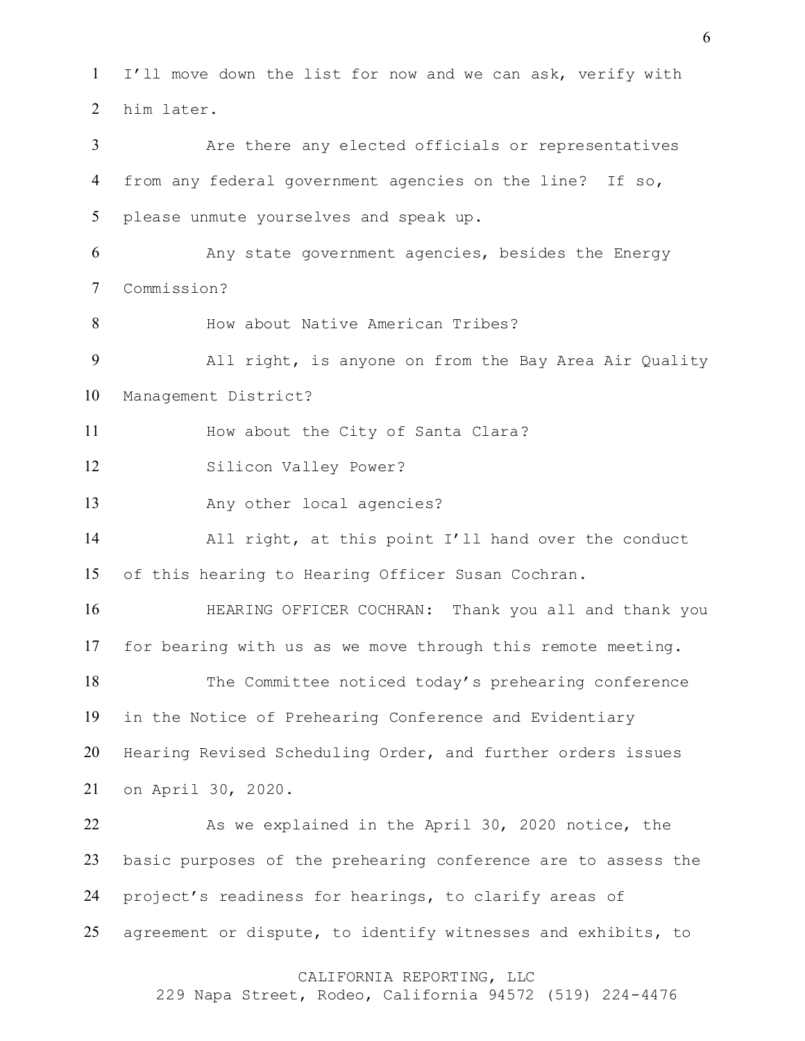I'll move down the list for now and we can ask, verify with him later.

Are there any elected officials or representatives from any federal government agencies on the line? If so, please unmute yourselves and speak up.

Any state government agencies, besides the Energy Commission?

How about Native American Tribes?

All right, is anyone on from the Bay Area Air Quality Management District?

How about the City of Santa Clara?

Silicon Valley Power?

Any other local agencies?

All right, at this point I'll hand over the conduct of this hearing to Hearing Officer Susan Cochran.

HEARING OFFICER COCHRAN: Thank you all and thank you for bearing with us as we move through this remote meeting.

The Committee noticed today's prehearing conference in the Notice of Prehearing Conference and Evidentiary Hearing Revised Scheduling Order, and further orders issues on April 30, 2020.

As we explained in the April 30, 2020 notice, the basic purposes of the prehearing conference are to assess the project's readiness for hearings, to clarify areas of agreement or dispute, to identify witnesses and exhibits, to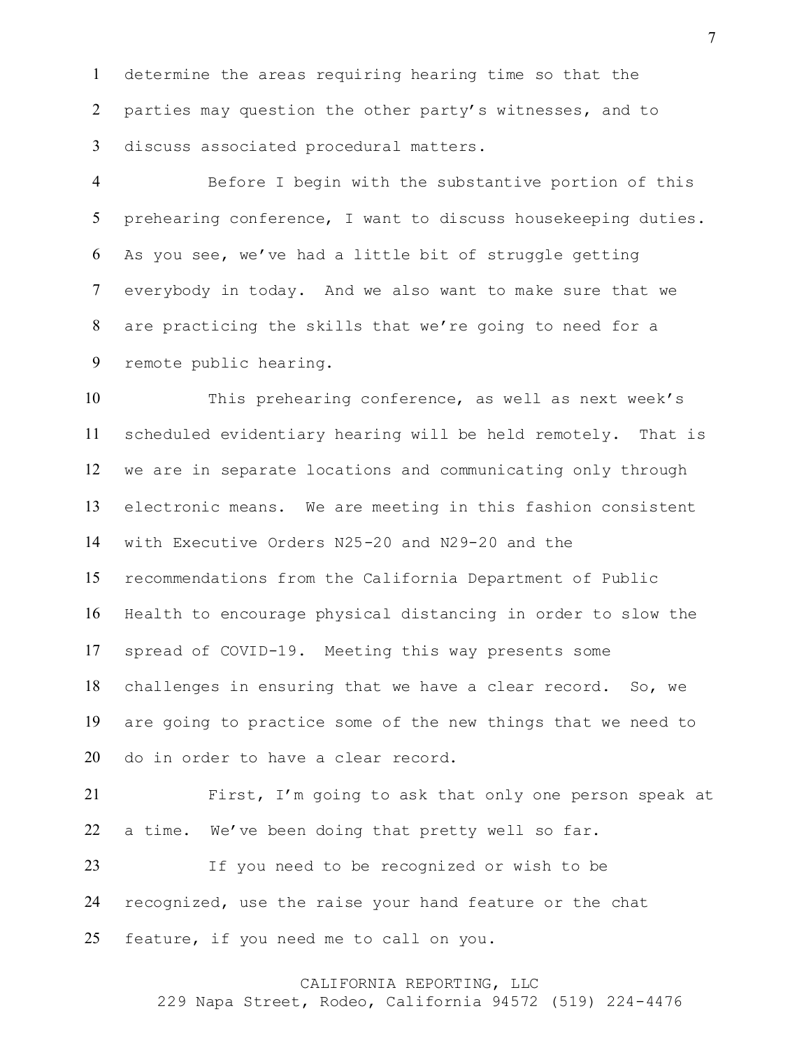determine the areas requiring hearing time so that the parties may question the other party's witnesses, and to discuss associated procedural matters.

Before I begin with the substantive portion of this prehearing conference, I want to discuss housekeeping duties. As you see, we've had a little bit of struggle getting everybody in today. And we also want to make sure that we are practicing the skills that we're going to need for a remote public hearing.

This prehearing conference, as well as next week's scheduled evidentiary hearing will be held remotely. That is we are in separate locations and communicating only through electronic means. We are meeting in this fashion consistent with Executive Orders N25-20 and N29-20 and the recommendations from the California Department of Public Health to encourage physical distancing in order to slow the spread of COVID-19. Meeting this way presents some challenges in ensuring that we have a clear record. So, we are going to practice some of the new things that we need to do in order to have a clear record.

First, I'm going to ask that only one person speak at a time. We've been doing that pretty well so far.

If you need to be recognized or wish to be recognized, use the raise your hand feature or the chat feature, if you need me to call on you.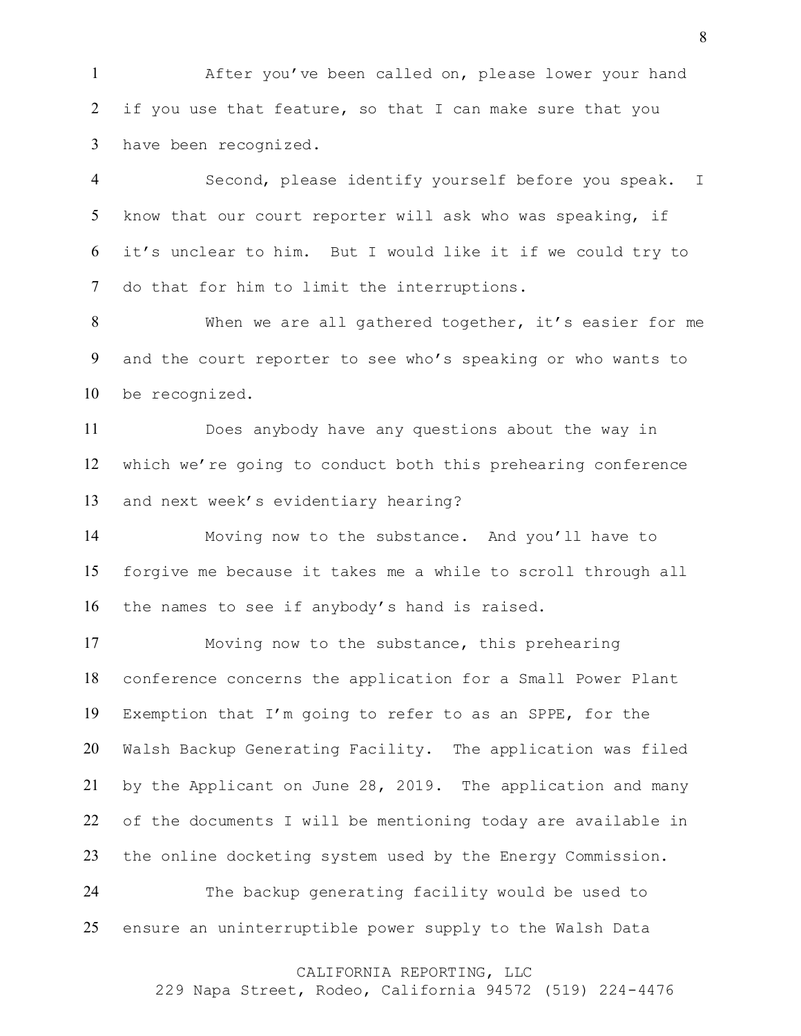After you've been called on, please lower your hand if you use that feature, so that I can make sure that you have been recognized.

Second, please identify yourself before you speak. I know that our court reporter will ask who was speaking, if it's unclear to him. But I would like it if we could try to do that for him to limit the interruptions.

When we are all gathered together, it's easier for me and the court reporter to see who's speaking or who wants to be recognized.

Does anybody have any questions about the way in which we're going to conduct both this prehearing conference and next week's evidentiary hearing?

Moving now to the substance. And you'll have to forgive me because it takes me a while to scroll through all the names to see if anybody's hand is raised.

Moving now to the substance, this prehearing conference concerns the application for a Small Power Plant Exemption that I'm going to refer to as an SPPE, for the Walsh Backup Generating Facility. The application was filed by the Applicant on June 28, 2019. The application and many of the documents I will be mentioning today are available in the online docketing system used by the Energy Commission.

The backup generating facility would be used to ensure an uninterruptible power supply to the Walsh Data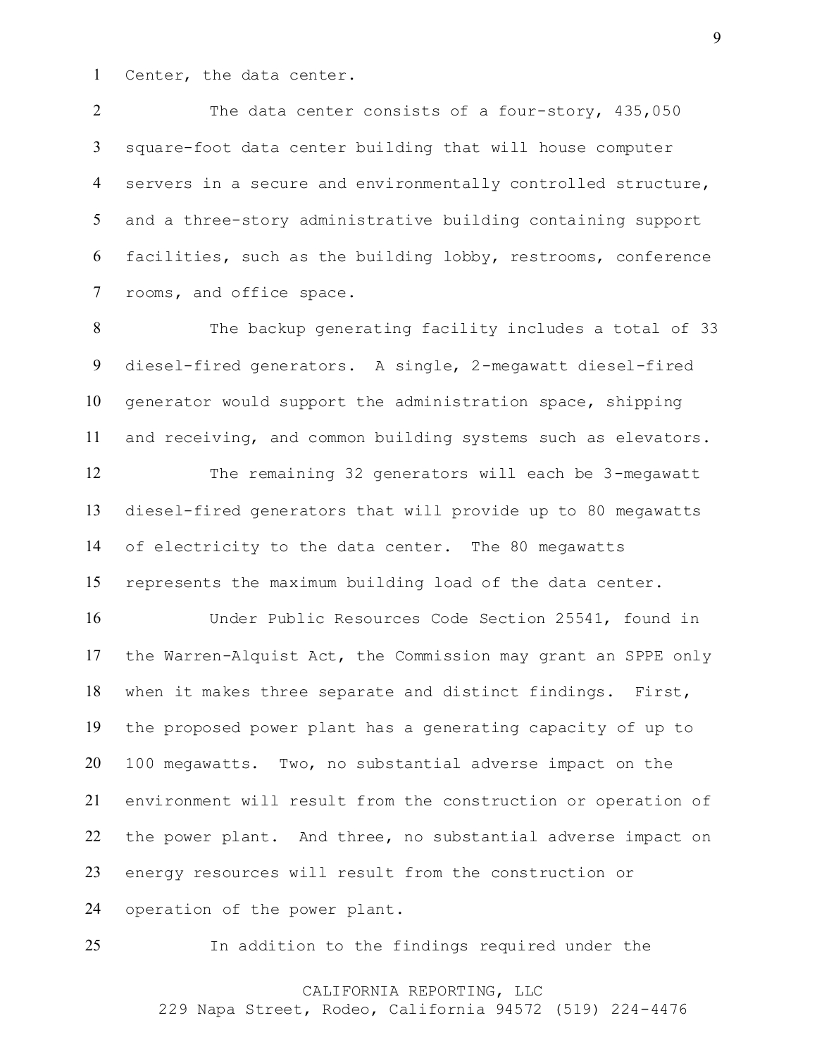Center, the data center.

The data center consists of a four-story, 435,050 square-foot data center building that will house computer servers in a secure and environmentally controlled structure, and a three-story administrative building containing support facilities, such as the building lobby, restrooms, conference rooms, and office space.

The backup generating facility includes a total of 33 diesel-fired generators. A single, 2-megawatt diesel-fired generator would support the administration space, shipping and receiving, and common building systems such as elevators.

The remaining 32 generators will each be 3-megawatt diesel-fired generators that will provide up to 80 megawatts of electricity to the data center. The 80 megawatts represents the maximum building load of the data center.

Under Public Resources Code Section 25541, found in the Warren-Alquist Act, the Commission may grant an SPPE only when it makes three separate and distinct findings. First, the proposed power plant has a generating capacity of up to 100 megawatts. Two, no substantial adverse impact on the environment will result from the construction or operation of the power plant. And three, no substantial adverse impact on energy resources will result from the construction or operation of the power plant.

In addition to the findings required under the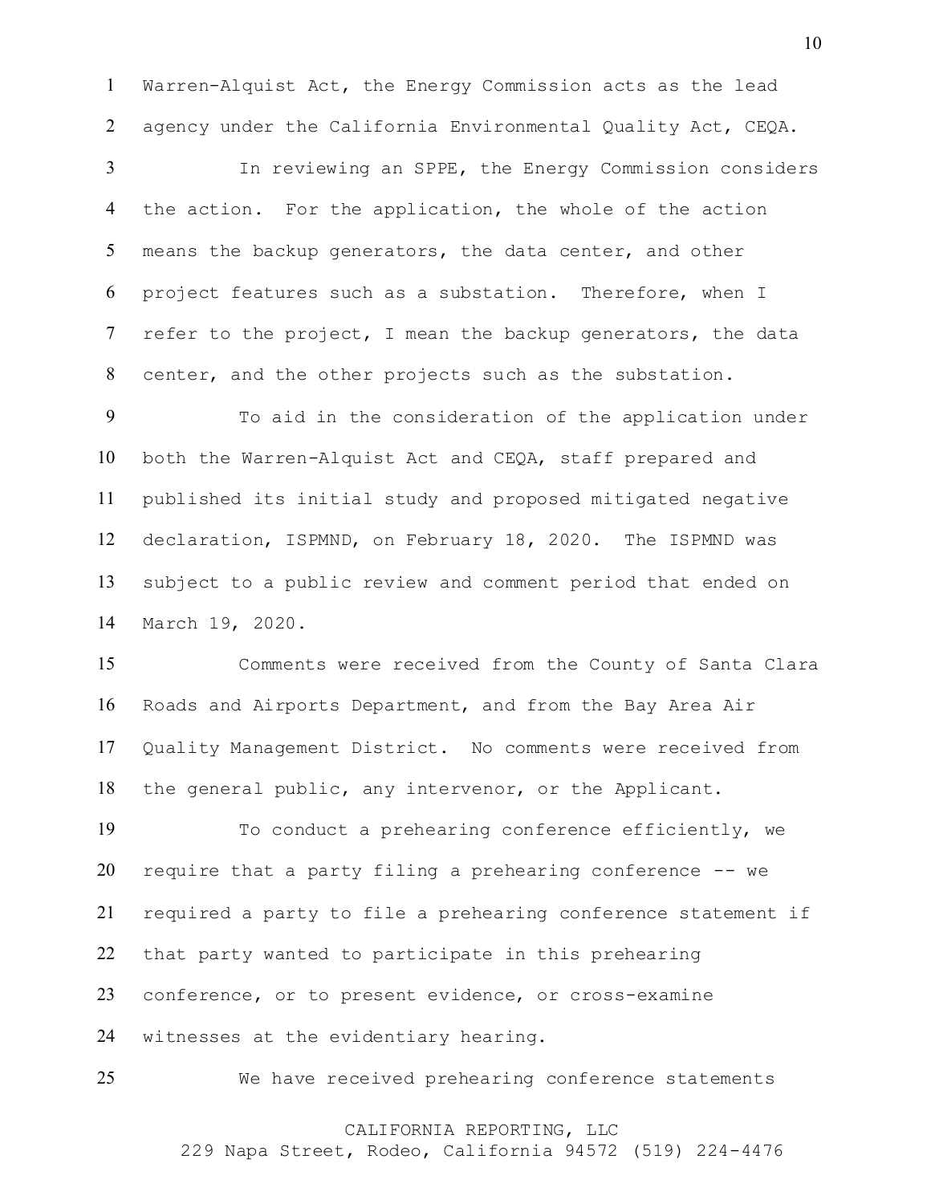Warren-Alquist Act, the Energy Commission acts as the lead agency under the California Environmental Quality Act, CEQA.

In reviewing an SPPE, the Energy Commission considers the action. For the application, the whole of the action means the backup generators, the data center, and other project features such as a substation. Therefore, when I refer to the project, I mean the backup generators, the data center, and the other projects such as the substation.

To aid in the consideration of the application under both the Warren-Alquist Act and CEQA, staff prepared and published its initial study and proposed mitigated negative declaration, ISPMND, on February 18, 2020. The ISPMND was subject to a public review and comment period that ended on March 19, 2020.

Comments were received from the County of Santa Clara Roads and Airports Department, and from the Bay Area Air Quality Management District. No comments were received from the general public, any intervenor, or the Applicant.

To conduct a prehearing conference efficiently, we require that a party filing a prehearing conference -- we required a party to file a prehearing conference statement if that party wanted to participate in this prehearing conference, or to present evidence, or cross-examine witnesses at the evidentiary hearing.

We have received prehearing conference statements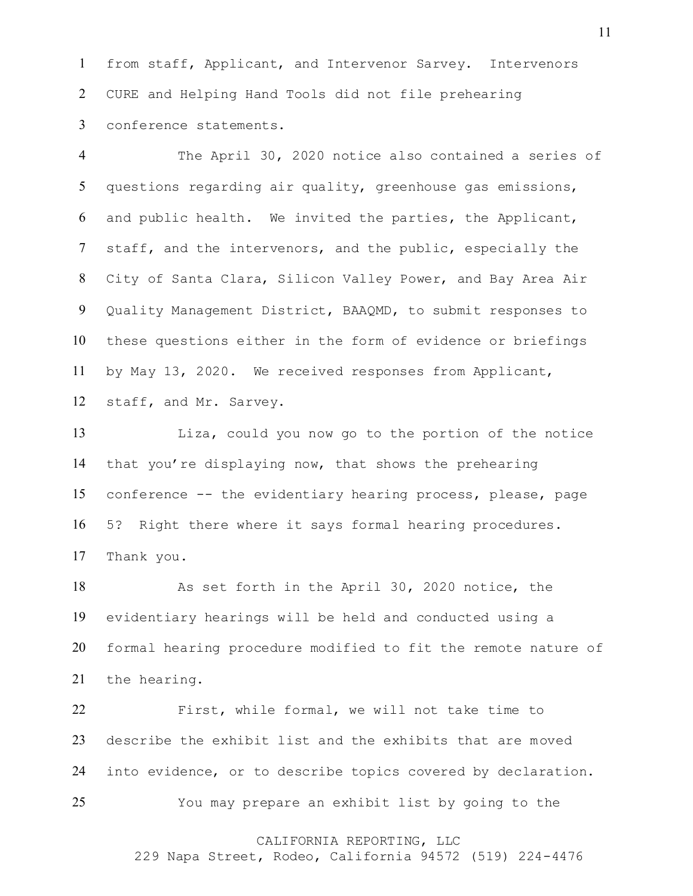from staff, Applicant, and Intervenor Sarvey. Intervenors CURE and Helping Hand Tools did not file prehearing conference statements.

The April 30, 2020 notice also contained a series of questions regarding air quality, greenhouse gas emissions, and public health. We invited the parties, the Applicant, staff, and the intervenors, and the public, especially the City of Santa Clara, Silicon Valley Power, and Bay Area Air Quality Management District, BAAQMD, to submit responses to these questions either in the form of evidence or briefings by May 13, 2020. We received responses from Applicant, staff, and Mr. Sarvey.

Liza, could you now go to the portion of the notice that you're displaying now, that shows the prehearing conference -- the evidentiary hearing process, please, page 5? Right there where it says formal hearing procedures. Thank you.

As set forth in the April 30, 2020 notice, the evidentiary hearings will be held and conducted using a formal hearing procedure modified to fit the remote nature of the hearing.

First, while formal, we will not take time to describe the exhibit list and the exhibits that are moved into evidence, or to describe topics covered by declaration.

You may prepare an exhibit list by going to the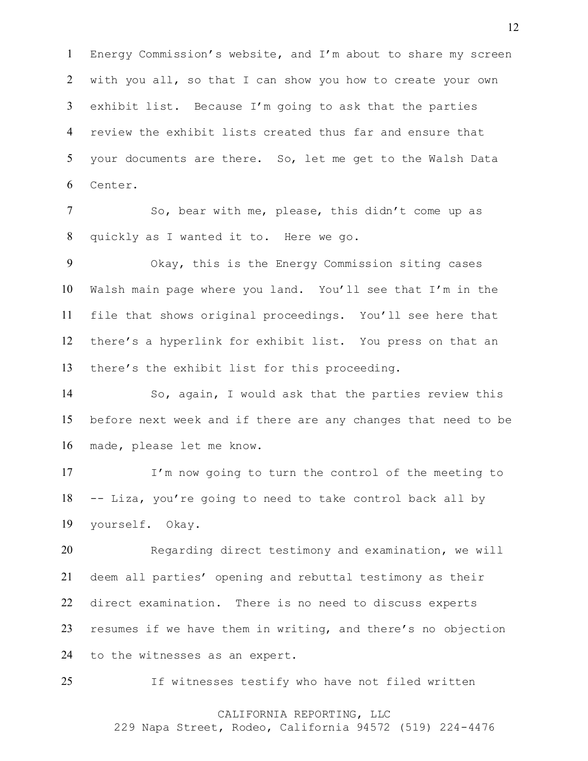Energy Commission's website, and I'm about to share my screen with you all, so that I can show you how to create your own exhibit list. Because I'm going to ask that the parties review the exhibit lists created thus far and ensure that your documents are there. So, let me get to the Walsh Data Center.

So, bear with me, please, this didn't come up as quickly as I wanted it to. Here we go.

Okay, this is the Energy Commission siting cases Walsh main page where you land. You'll see that I'm in the file that shows original proceedings. You'll see here that there's a hyperlink for exhibit list. You press on that an there's the exhibit list for this proceeding.

So, again, I would ask that the parties review this before next week and if there are any changes that need to be made, please let me know.

I'm now going to turn the control of the meeting to -- Liza, you're going to need to take control back all by yourself. Okay.

Regarding direct testimony and examination, we will deem all parties' opening and rebuttal testimony as their direct examination. There is no need to discuss experts resumes if we have them in writing, and there's no objection to the witnesses as an expert.

If witnesses testify who have not filed written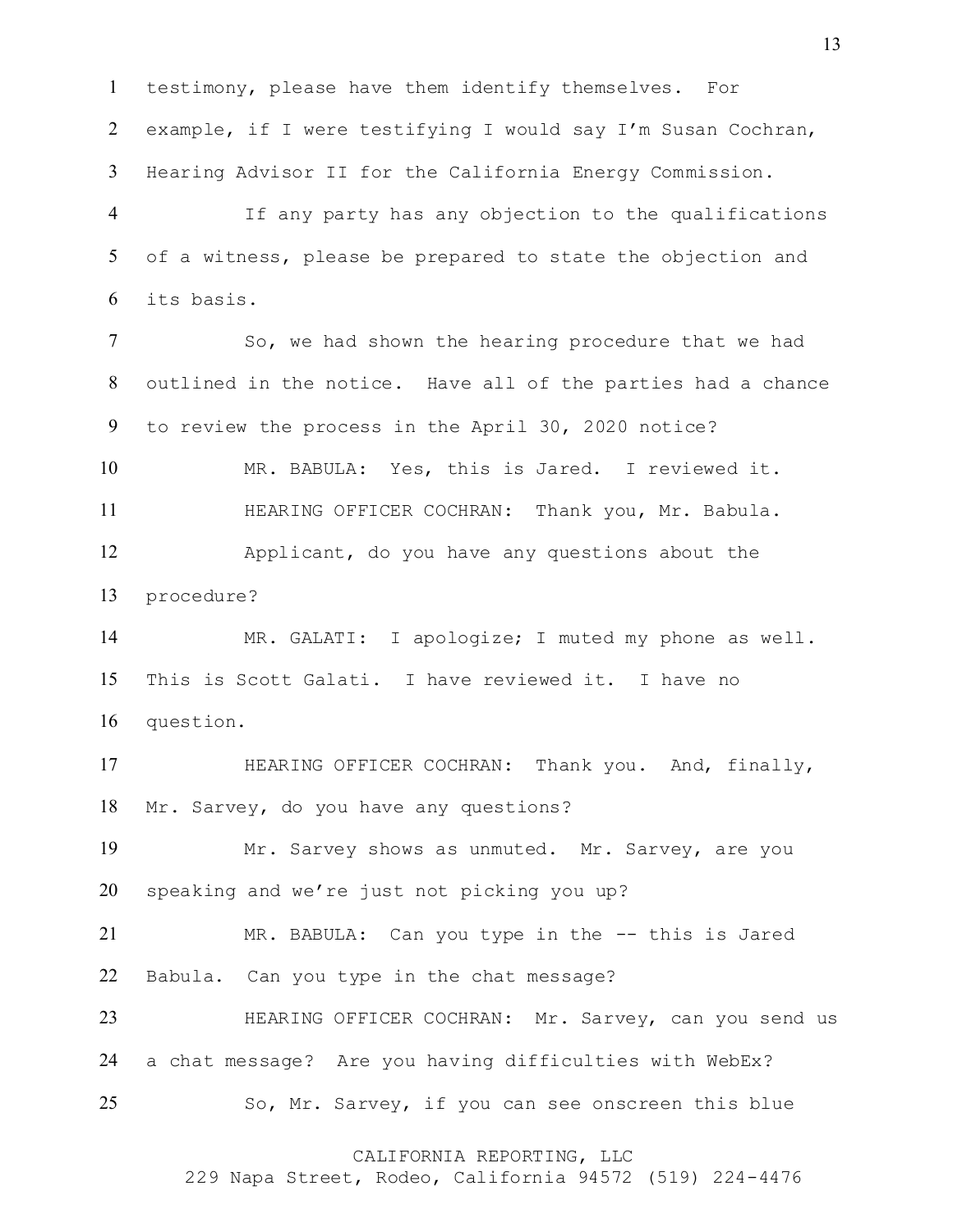testimony, please have them identify themselves. For example, if I were testifying I would say I'm Susan Cochran, Hearing Advisor II for the California Energy Commission.

If any party has any objection to the qualifications of a witness, please be prepared to state the objection and its basis.

So, we had shown the hearing procedure that we had outlined in the notice. Have all of the parties had a chance to review the process in the April 30, 2020 notice?

MR. BABULA: Yes, this is Jared. I reviewed it.

HEARING OFFICER COCHRAN: Thank you, Mr. Babula.

Applicant, do you have any questions about the procedure?

MR. GALATI: I apologize; I muted my phone as well. This is Scott Galati. I have reviewed it. I have no question.

HEARING OFFICER COCHRAN: Thank you. And, finally, Mr. Sarvey, do you have any questions?

Mr. Sarvey shows as unmuted. Mr. Sarvey, are you speaking and we're just not picking you up?

MR. BABULA: Can you type in the -- this is Jared Babula. Can you type in the chat message?

HEARING OFFICER COCHRAN: Mr. Sarvey, can you send us a chat message? Are you having difficulties with WebEx?

So, Mr. Sarvey, if you can see onscreen this blue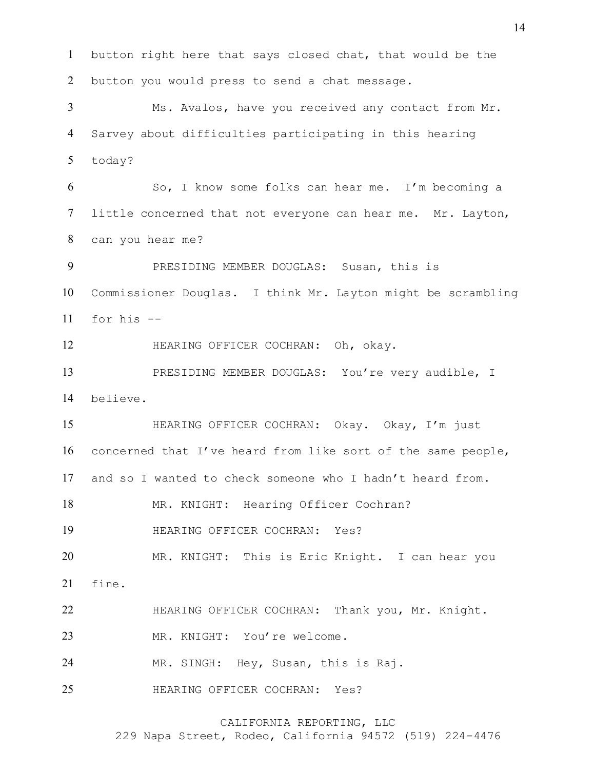button right here that says closed chat, that would be the button you would press to send a chat message.

Ms. Avalos, have you received any contact from Mr. Sarvey about difficulties participating in this hearing today?

So, I know some folks can hear me. I'm becoming a little concerned that not everyone can hear me. Mr. Layton, can you hear me?

PRESIDING MEMBER DOUGLAS: Susan, this is Commissioner Douglas. I think Mr. Layton might be scrambling for his --

HEARING OFFICER COCHRAN: Oh, okay.

PRESIDING MEMBER DOUGLAS: You're very audible, I believe.

HEARING OFFICER COCHRAN: Okay. Okay, I'm just concerned that I've heard from like sort of the same people, and so I wanted to check someone who I hadn't heard from.

MR. KNIGHT: Hearing Officer Cochran?

HEARING OFFICER COCHRAN: Yes?

MR. KNIGHT: This is Eric Knight. I can hear you fine.

HEARING OFFICER COCHRAN: Thank you, Mr. Knight.

MR. KNIGHT: You're welcome.

MR. SINGH: Hey, Susan, this is Raj.

HEARING OFFICER COCHRAN: Yes?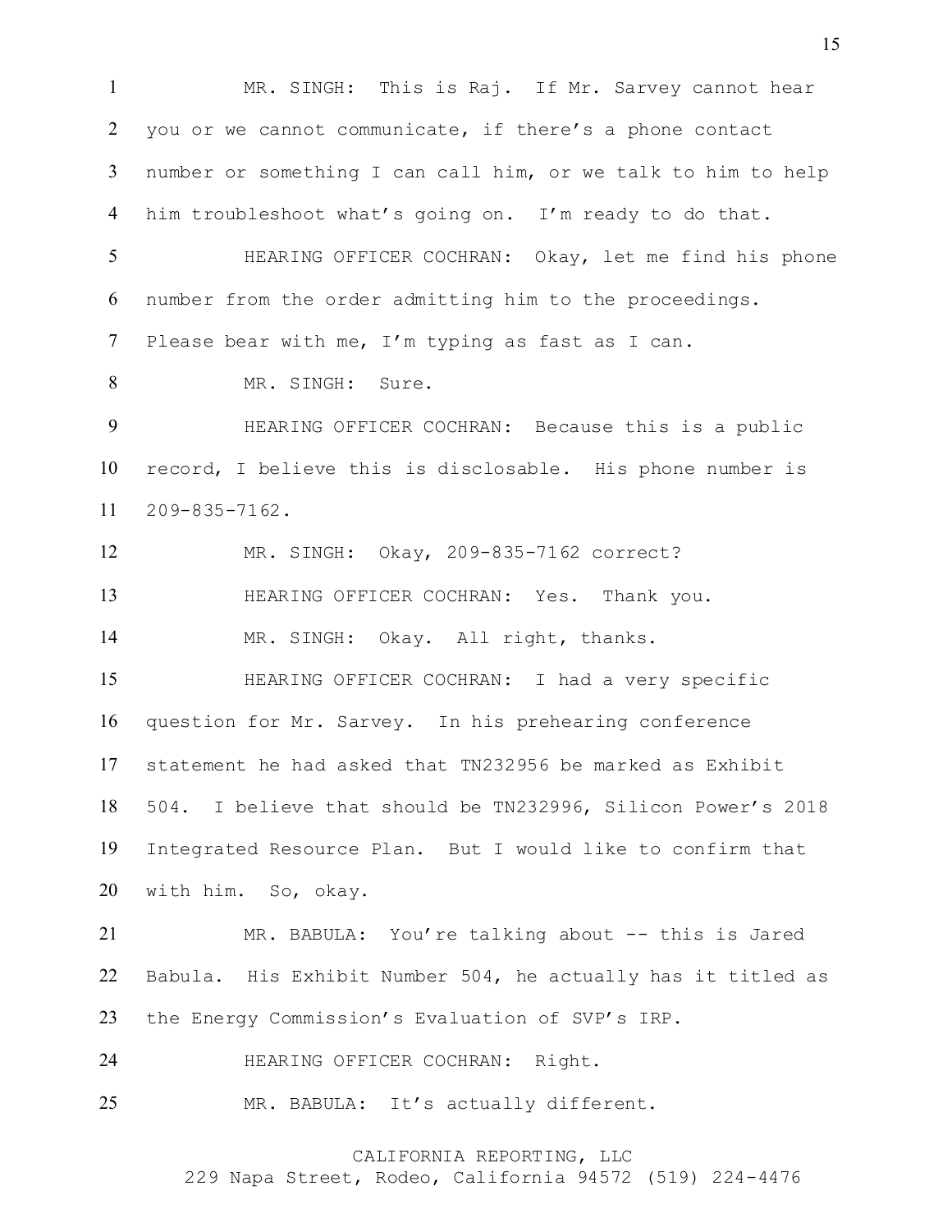MR. SINGH: This is Raj. If Mr. Sarvey cannot hear you or we cannot communicate, if there's a phone contact number or something I can call him, or we talk to him to help him troubleshoot what's going on. I'm ready to do that.

HEARING OFFICER COCHRAN: Okay, let me find his phone number from the order admitting him to the proceedings. Please bear with me, I'm typing as fast as I can.

MR. SINGH: Sure.

HEARING OFFICER COCHRAN: Because this is a public record, I believe this is disclosable. His phone number is 209-835-7162.

MR. SINGH: Okay, 209-835-7162 correct?

HEARING OFFICER COCHRAN: Yes. Thank you.

MR. SINGH: Okay. All right, thanks.

HEARING OFFICER COCHRAN: I had a very specific question for Mr. Sarvey. In his prehearing conference statement he had asked that TN232956 be marked as Exhibit 504. I believe that should be TN232996, Silicon Power's 2018 Integrated Resource Plan. But I would like to confirm that with him. So, okay.

MR. BABULA: You're talking about -- this is Jared Babula. His Exhibit Number 504, he actually has it titled as the Energy Commission's Evaluation of SVP's IRP.

HEARING OFFICER COCHRAN: Right.

MR. BABULA: It's actually different.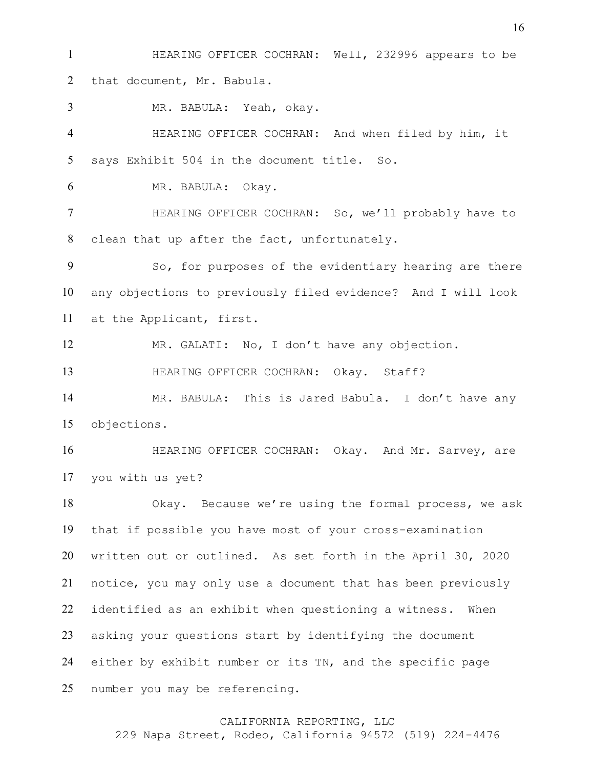HEARING OFFICER COCHRAN: Well, 232996 appears to be that document, Mr. Babula.

MR. BABULA: Yeah, okay.

HEARING OFFICER COCHRAN: And when filed by him, it says Exhibit 504 in the document title. So.

MR. BABULA: Okay.

HEARING OFFICER COCHRAN: So, we'll probably have to clean that up after the fact, unfortunately.

So, for purposes of the evidentiary hearing are there any objections to previously filed evidence? And I will look at the Applicant, first.

MR. GALATI: No, I don't have any objection.

HEARING OFFICER COCHRAN: Okay. Staff?

MR. BABULA: This is Jared Babula. I don't have any objections.

HEARING OFFICER COCHRAN: Okay. And Mr. Sarvey, are you with us yet?

Okay. Because we're using the formal process, we ask that if possible you have most of your cross-examination written out or outlined. As set forth in the April 30, 2020 notice, you may only use a document that has been previously identified as an exhibit when questioning a witness. When asking your questions start by identifying the document either by exhibit number or its TN, and the specific page number you may be referencing.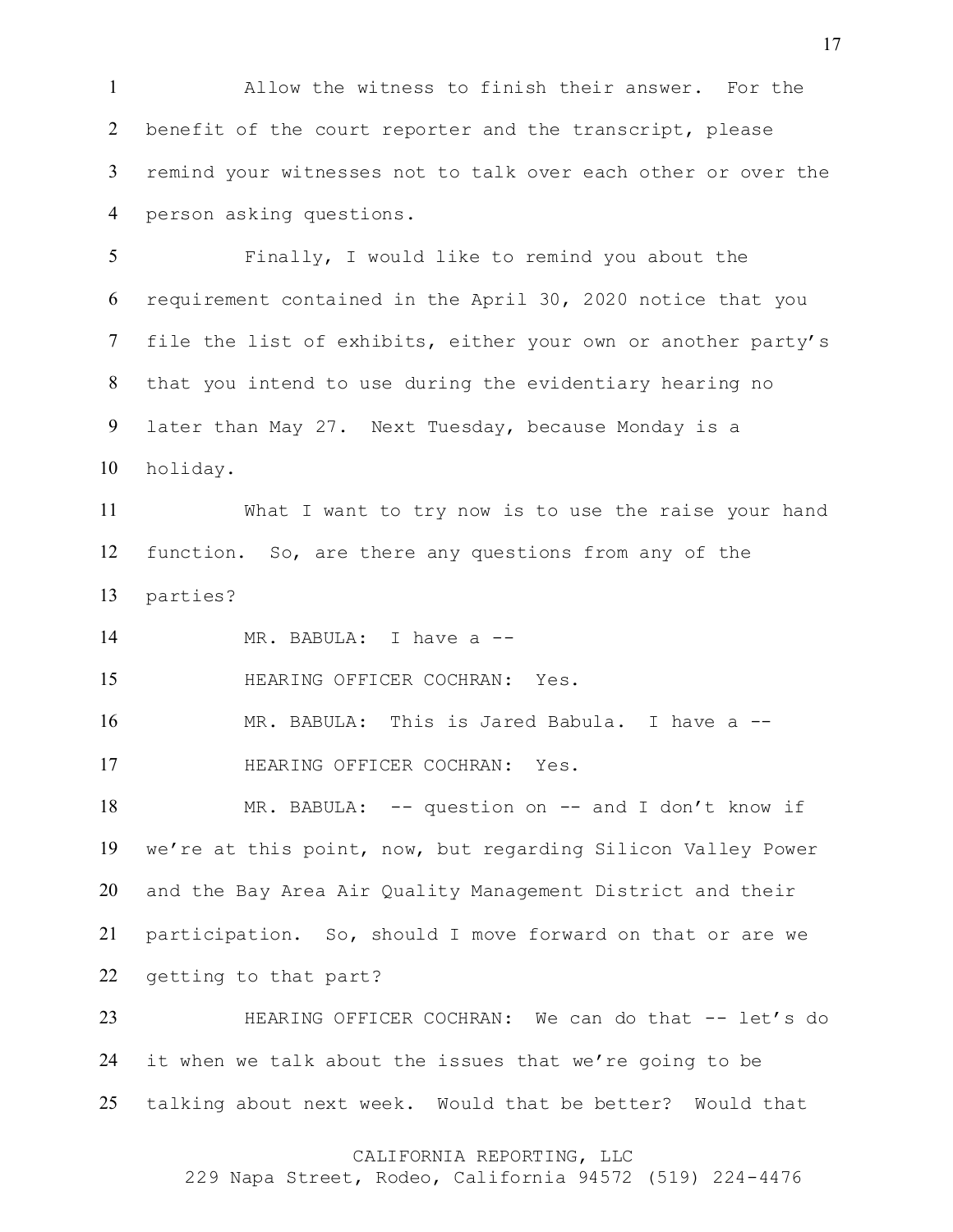Allow the witness to finish their answer. For the benefit of the court reporter and the transcript, please remind your witnesses not to talk over each other or over the person asking questions.

Finally, I would like to remind you about the requirement contained in the April 30, 2020 notice that you file the list of exhibits, either your own or another party's that you intend to use during the evidentiary hearing no later than May 27. Next Tuesday, because Monday is a holiday.

What I want to try now is to use the raise your hand function. So, are there any questions from any of the parties?

MR. BABULA: I have a --

HEARING OFFICER COCHRAN: Yes.

MR. BABULA: This is Jared Babula. I have a --

HEARING OFFICER COCHRAN: Yes.

MR. BABULA: -- question on -- and I don't know if we're at this point, now, but regarding Silicon Valley Power and the Bay Area Air Quality Management District and their participation. So, should I move forward on that or are we getting to that part?

HEARING OFFICER COCHRAN: We can do that -- let's do it when we talk about the issues that we're going to be talking about next week. Would that be better? Would that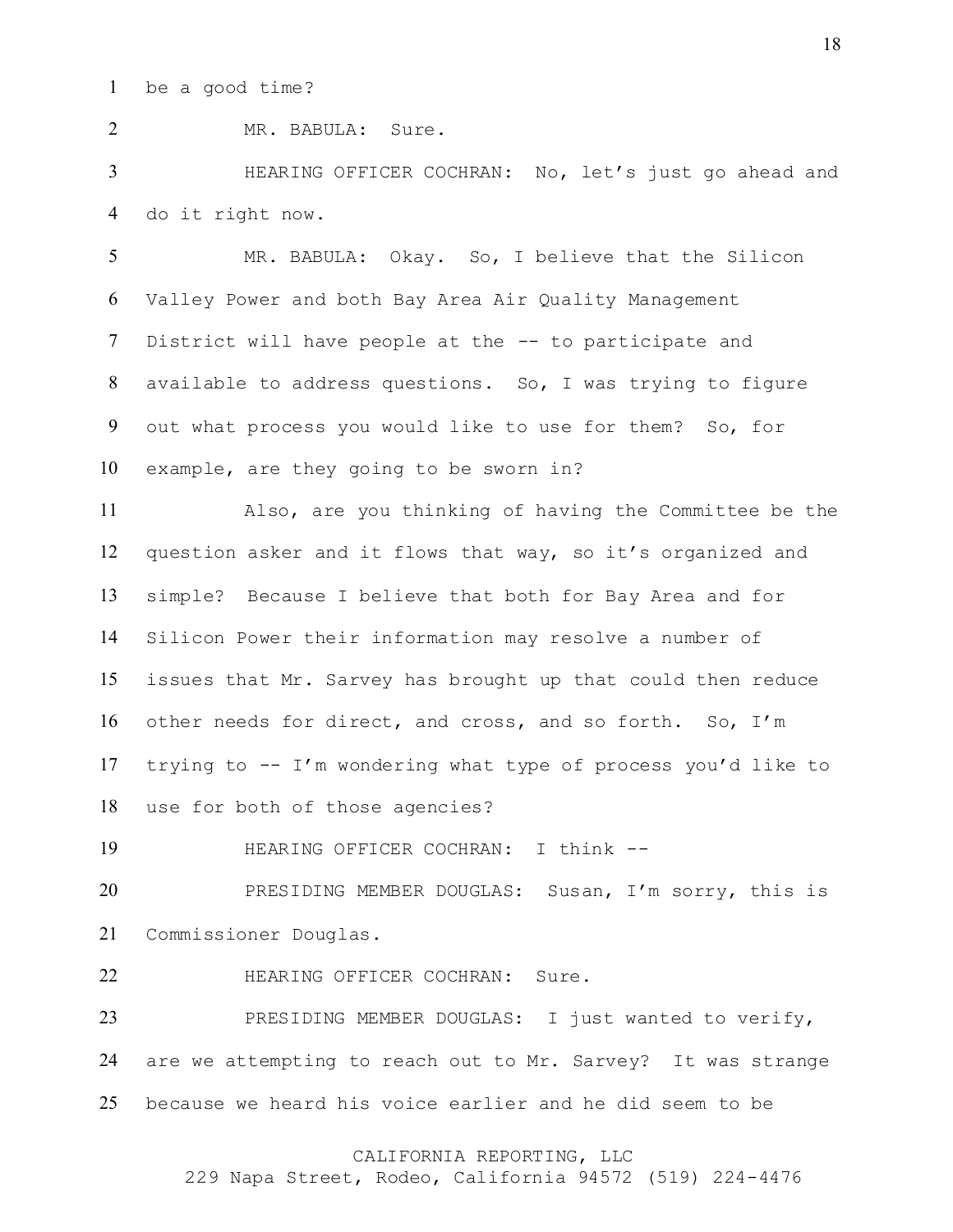be a good time?

MR. BABULA: Sure.

HEARING OFFICER COCHRAN: No, let's just go ahead and do it right now.

MR. BABULA: Okay. So, I believe that the Silicon Valley Power and both Bay Area Air Quality Management District will have people at the -- to participate and available to address questions. So, I was trying to figure out what process you would like to use for them? So, for example, are they going to be sworn in?

Also, are you thinking of having the Committee be the question asker and it flows that way, so it's organized and simple? Because I believe that both for Bay Area and for Silicon Power their information may resolve a number of issues that Mr. Sarvey has brought up that could then reduce other needs for direct, and cross, and so forth. So, I'm trying to -- I'm wondering what type of process you'd like to use for both of those agencies?

HEARING OFFICER COCHRAN: I think --

PRESIDING MEMBER DOUGLAS: Susan, I'm sorry, this is Commissioner Douglas.

HEARING OFFICER COCHRAN: Sure.

PRESIDING MEMBER DOUGLAS: I just wanted to verify, are we attempting to reach out to Mr. Sarvey? It was strange because we heard his voice earlier and he did seem to be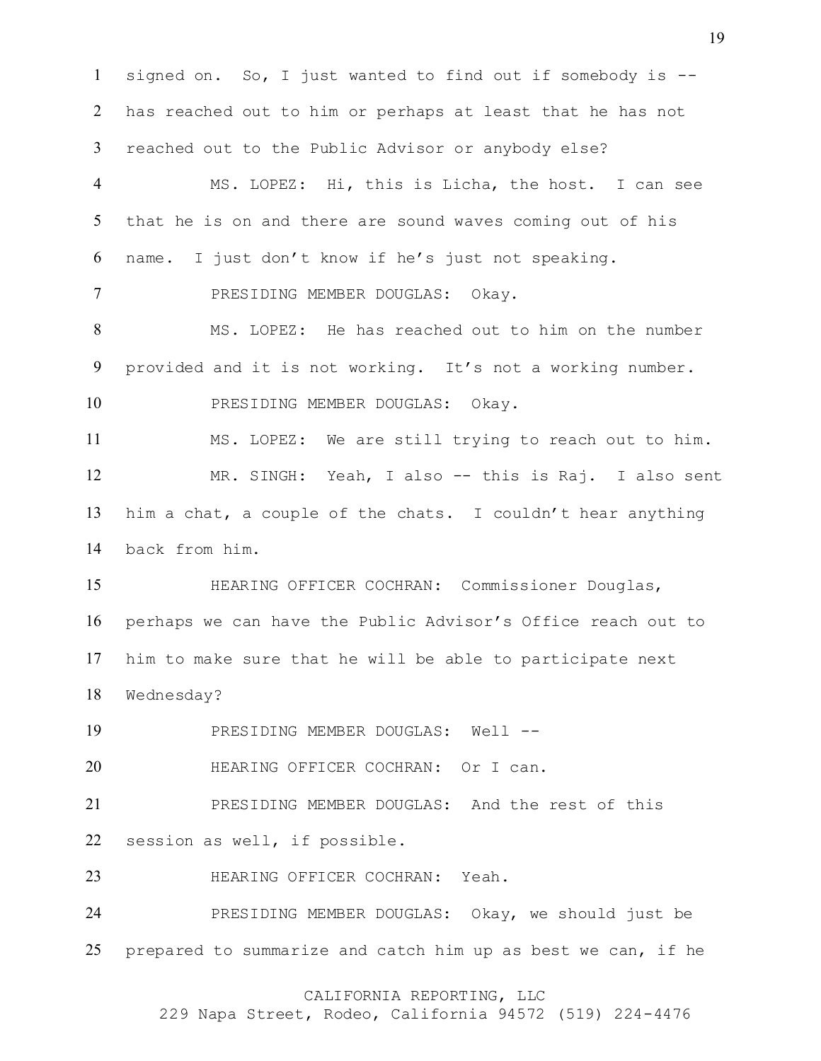signed on. So, I just wanted to find out if somebody is -- has reached out to him or perhaps at least that he has not reached out to the Public Advisor or anybody else?

MS. LOPEZ: Hi, this is Licha, the host. I can see that he is on and there are sound waves coming out of his name. I just don't know if he's just not speaking.

PRESIDING MEMBER DOUGLAS: Okay.

MS. LOPEZ: He has reached out to him on the number provided and it is not working. It's not a working number.

PRESIDING MEMBER DOUGLAS: Okay.

MS. LOPEZ: We are still trying to reach out to him.

MR. SINGH: Yeah, I also -- this is Raj. I also sent him a chat, a couple of the chats. I couldn't hear anything back from him.

HEARING OFFICER COCHRAN: Commissioner Douglas, perhaps we can have the Public Advisor's Office reach out to him to make sure that he will be able to participate next Wednesday?

PRESIDING MEMBER DOUGLAS: Well --

HEARING OFFICER COCHRAN: Or I can.

PRESIDING MEMBER DOUGLAS: And the rest of this session as well, if possible.

HEARING OFFICER COCHRAN: Yeah.

PRESIDING MEMBER DOUGLAS: Okay, we should just be prepared to summarize and catch him up as best we can, if he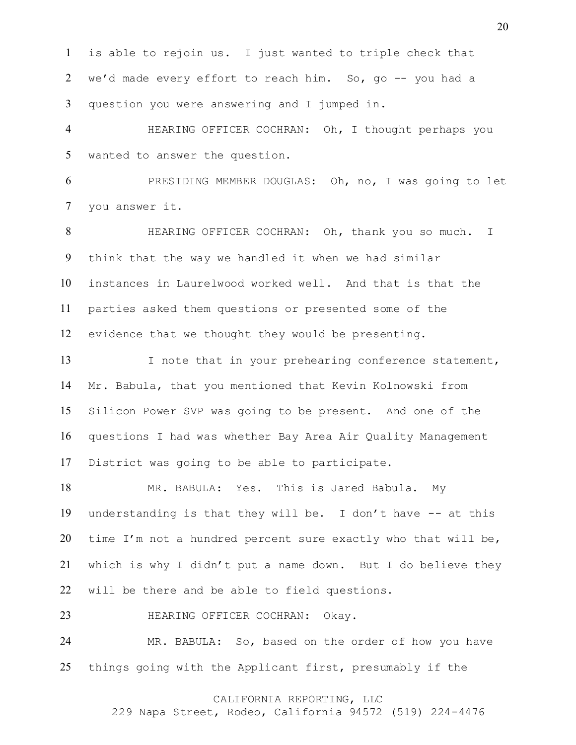is able to rejoin us. I just wanted to triple check that we'd made every effort to reach him. So, go -- you had a question you were answering and I jumped in.

HEARING OFFICER COCHRAN: Oh, I thought perhaps you wanted to answer the question.

PRESIDING MEMBER DOUGLAS: Oh, no, I was going to let you answer it.

HEARING OFFICER COCHRAN: Oh, thank you so much. I think that the way we handled it when we had similar instances in Laurelwood worked well. And that is that the parties asked them questions or presented some of the evidence that we thought they would be presenting.

I note that in your prehearing conference statement, Mr. Babula, that you mentioned that Kevin Kolnowski from Silicon Power SVP was going to be present. And one of the questions I had was whether Bay Area Air Quality Management District was going to be able to participate.

MR. BABULA: Yes. This is Jared Babula. My understanding is that they will be. I don't have -- at this time I'm not a hundred percent sure exactly who that will be, which is why I didn't put a name down. But I do believe they will be there and be able to field questions.

HEARING OFFICER COCHRAN: Okay.

MR. BABULA: So, based on the order of how you have things going with the Applicant first, presumably if the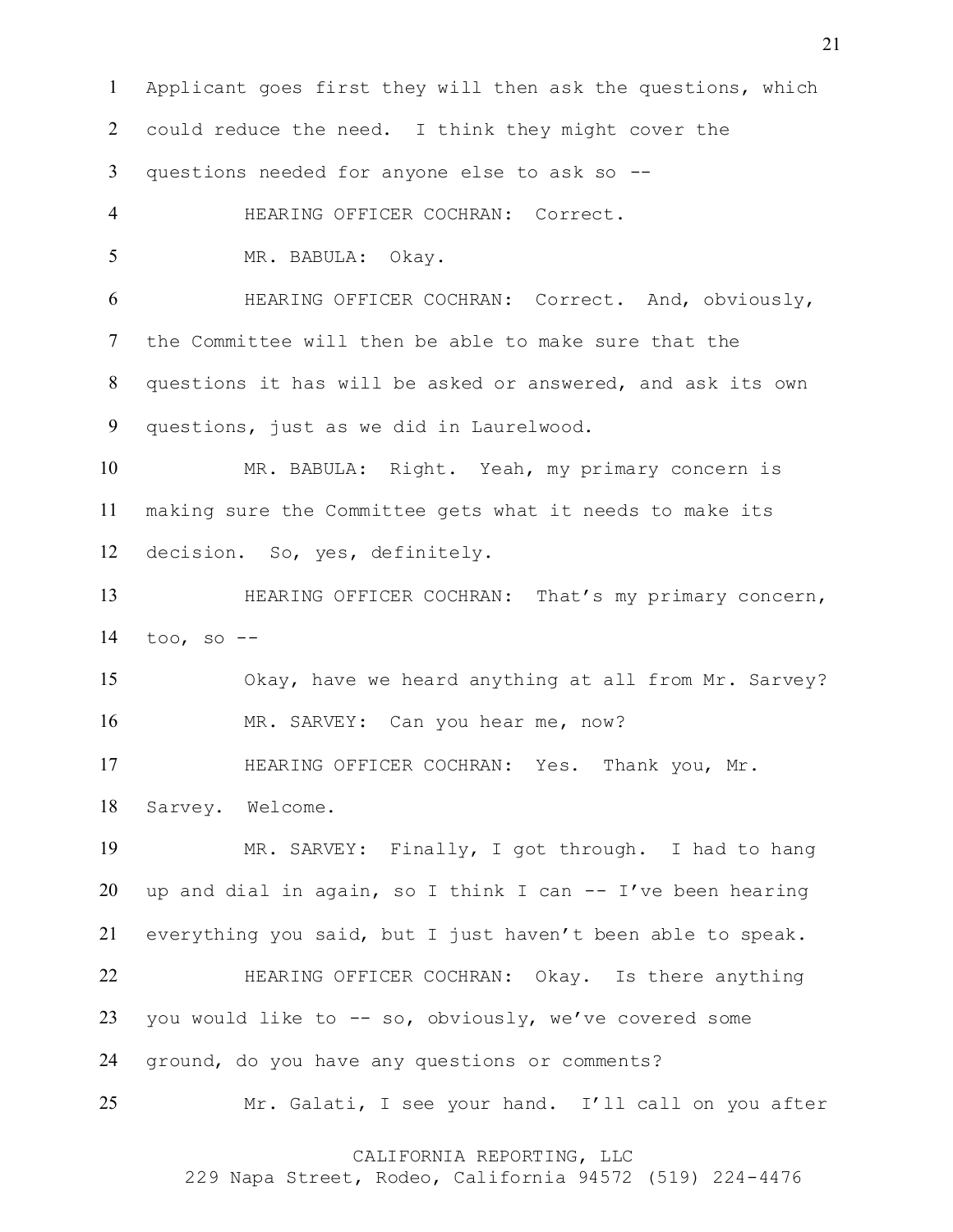Applicant goes first they will then ask the questions, which could reduce the need. I think they might cover the questions needed for anyone else to ask so --

HEARING OFFICER COCHRAN: Correct.

MR. BABULA: Okay.

HEARING OFFICER COCHRAN: Correct. And, obviously, the Committee will then be able to make sure that the questions it has will be asked or answered, and ask its own questions, just as we did in Laurelwood.

MR. BABULA: Right. Yeah, my primary concern is making sure the Committee gets what it needs to make its decision. So, yes, definitely.

HEARING OFFICER COCHRAN: That's my primary concern, too, so --

Okay, have we heard anything at all from Mr. Sarvey?

MR. SARVEY: Can you hear me, now?

HEARING OFFICER COCHRAN: Yes. Thank you, Mr. Sarvey. Welcome.

MR. SARVEY: Finally, I got through. I had to hang up and dial in again, so I think I can -- I've been hearing everything you said, but I just haven't been able to speak.

HEARING OFFICER COCHRAN: Okay. Is there anything you would like to -- so, obviously, we've covered some ground, do you have any questions or comments?

Mr. Galati, I see your hand. I'll call on you after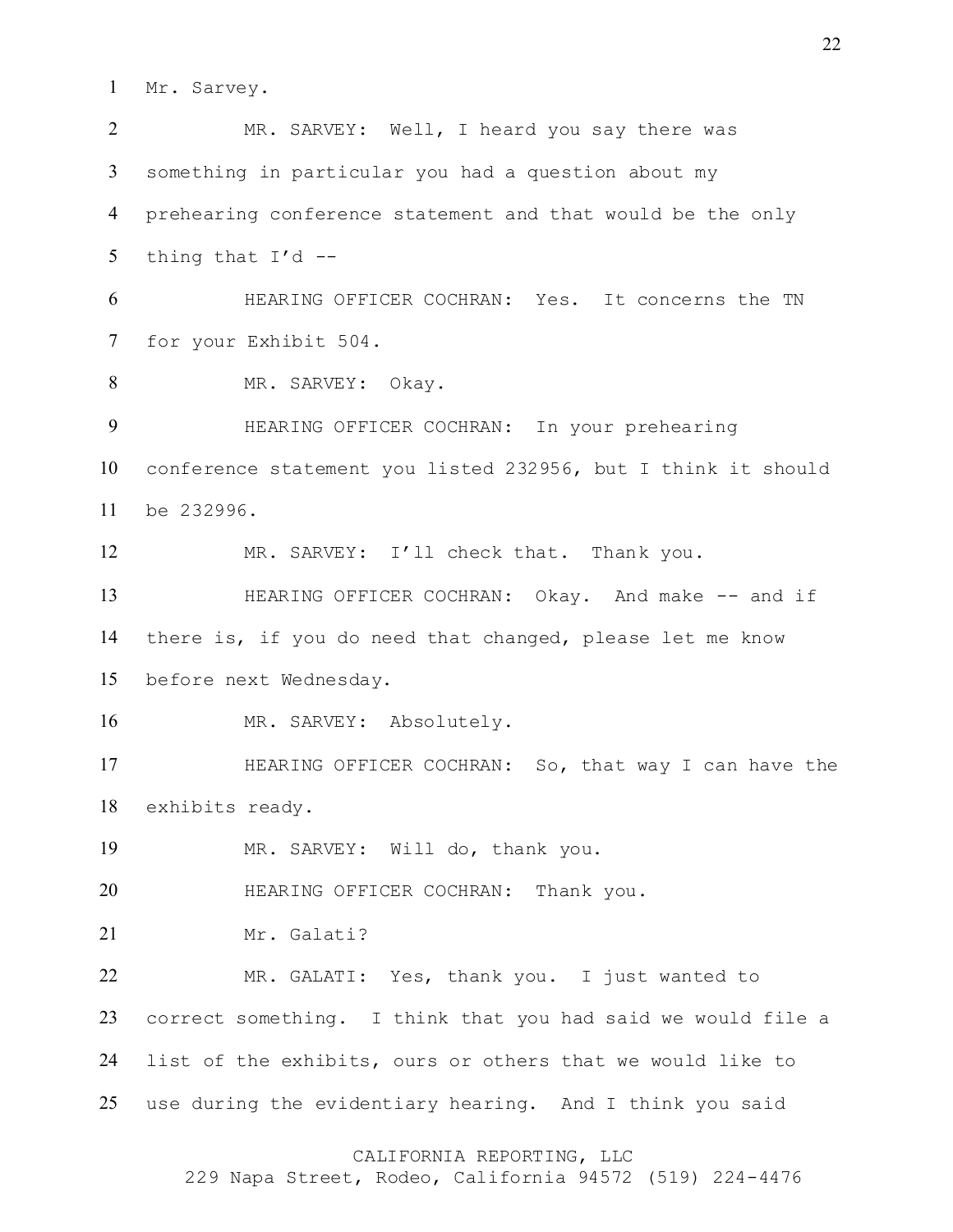Mr. Sarvey.

MR. SARVEY: Well, I heard you say there was something in particular you had a question about my prehearing conference statement and that would be the only thing that I'd --

HEARING OFFICER COCHRAN: Yes. It concerns the TN for your Exhibit 504.

MR. SARVEY: Okay.

HEARING OFFICER COCHRAN: In your prehearing conference statement you listed 232956, but I think it should be 232996.

MR. SARVEY: I'll check that. Thank you.

HEARING OFFICER COCHRAN: Okay. And make -- and if there is, if you do need that changed, please let me know before next Wednesday.

MR. SARVEY: Absolutely.

HEARING OFFICER COCHRAN: So, that way I can have the exhibits ready.

MR. SARVEY: Will do, thank you.

HEARING OFFICER COCHRAN: Thank you.

Mr. Galati?

MR. GALATI: Yes, thank you. I just wanted to correct something. I think that you had said we would file a list of the exhibits, ours or others that we would like to use during the evidentiary hearing. And I think you said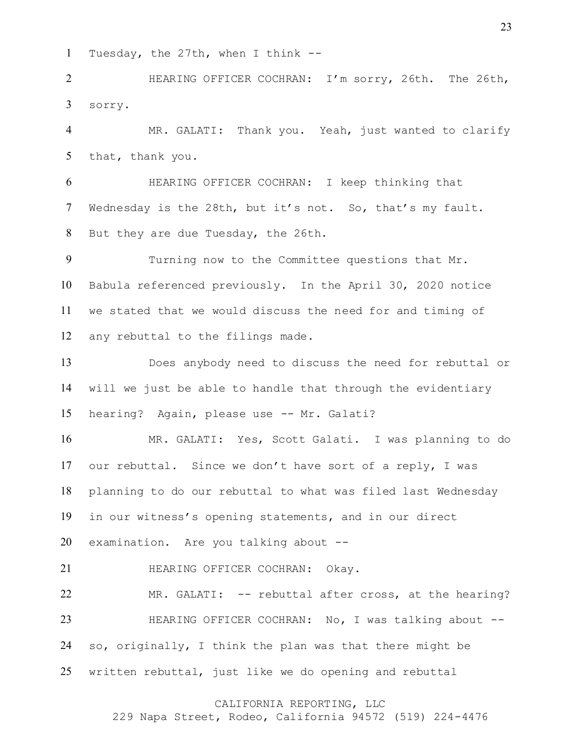Tuesday, the 27th, when I think --

HEARING OFFICER COCHRAN: I'm sorry, 26th. The 26th, sorry.

MR. GALATI: Thank you. Yeah, just wanted to clarify that, thank you.

HEARING OFFICER COCHRAN: I keep thinking that Wednesday is the 28th, but it's not. So, that's my fault. But they are due Tuesday, the 26th.

Turning now to the Committee questions that Mr. Babula referenced previously. In the April 30, 2020 notice we stated that we would discuss the need for and timing of any rebuttal to the filings made.

Does anybody need to discuss the need for rebuttal or will we just be able to handle that through the evidentiary hearing? Again, please use -- Mr. Galati?

MR. GALATI: Yes, Scott Galati. I was planning to do our rebuttal. Since we don't have sort of a reply, I was planning to do our rebuttal to what was filed last Wednesday in our witness's opening statements, and in our direct examination. Are you talking about --

HEARING OFFICER COCHRAN: Okay.

MR. GALATI: -- rebuttal after cross, at the hearing?

HEARING OFFICER COCHRAN: No, I was talking about -- so, originally, I think the plan was that there might be written rebuttal, just like we do opening and rebuttal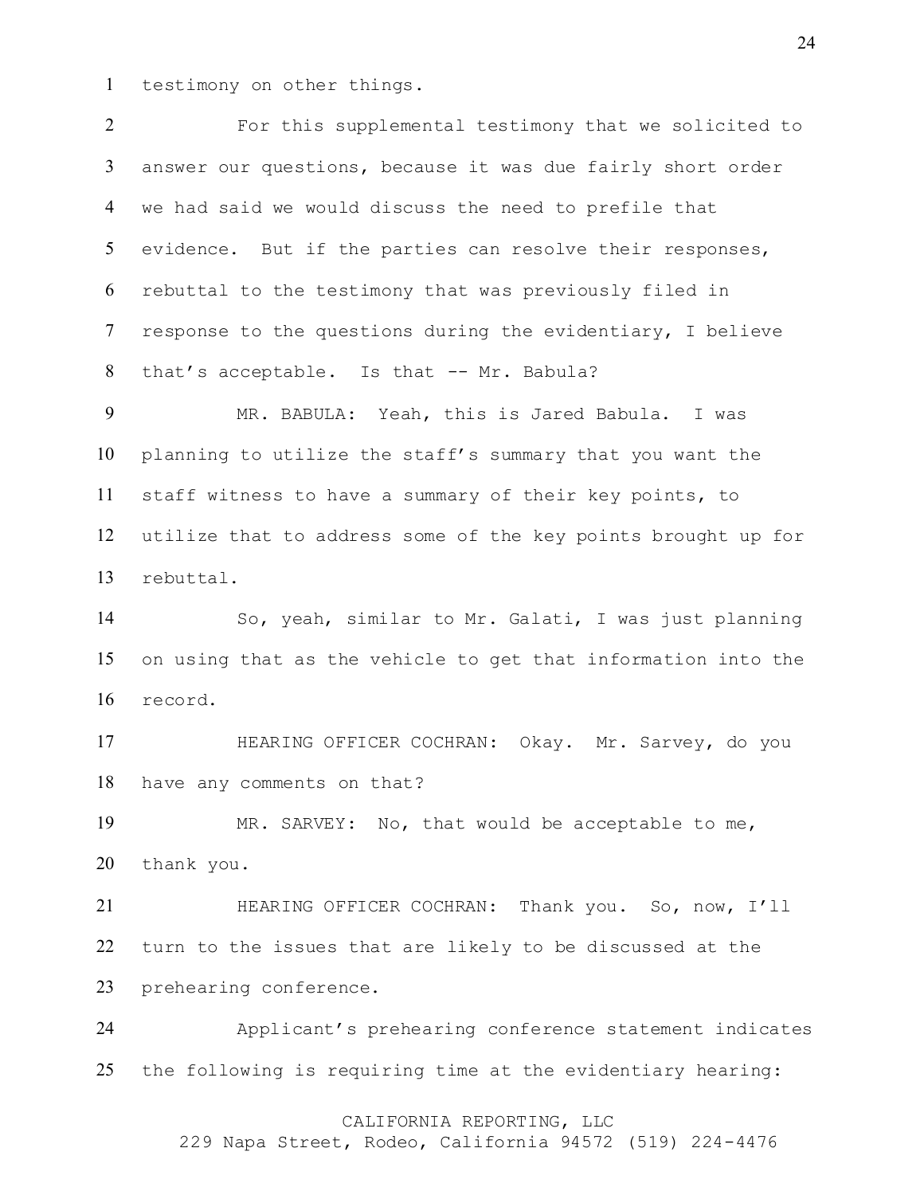testimony on other things.

For this supplemental testimony that we solicited to answer our questions, because it was due fairly short order we had said we would discuss the need to prefile that evidence. But if the parties can resolve their responses, rebuttal to the testimony that was previously filed in response to the questions during the evidentiary, I believe that's acceptable. Is that -- Mr. Babula?

MR. BABULA: Yeah, this is Jared Babula. I was planning to utilize the staff's summary that you want the staff witness to have a summary of their key points, to utilize that to address some of the key points brought up for rebuttal.

So, yeah, similar to Mr. Galati, I was just planning on using that as the vehicle to get that information into the record.

HEARING OFFICER COCHRAN: Okay. Mr. Sarvey, do you have any comments on that?

MR. SARVEY: No, that would be acceptable to me, thank you.

HEARING OFFICER COCHRAN: Thank you. So, now, I'll turn to the issues that are likely to be discussed at the prehearing conference.

Applicant's prehearing conference statement indicates the following is requiring time at the evidentiary hearing: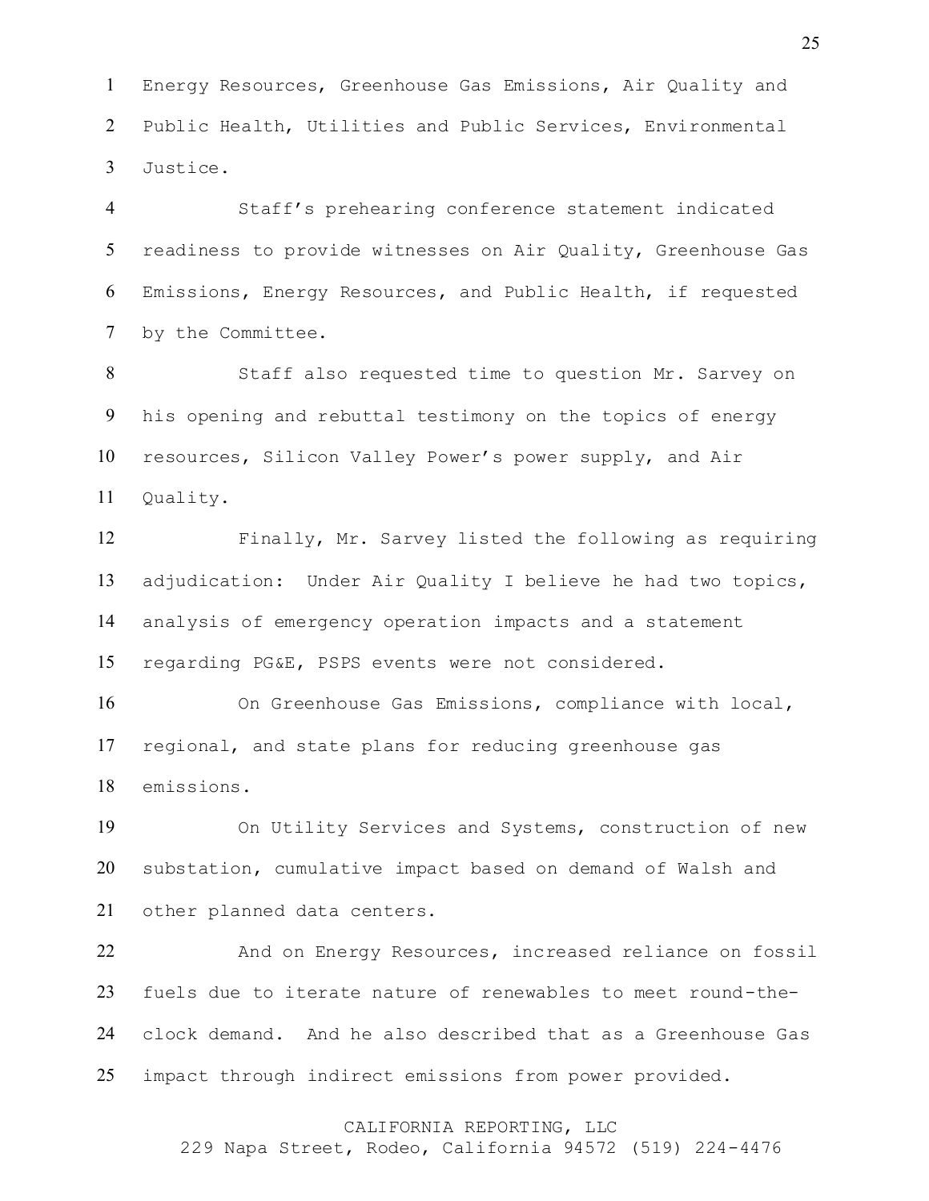Energy Resources, Greenhouse Gas Emissions, Air Quality and Public Health, Utilities and Public Services, Environmental Justice.

Staff's prehearing conference statement indicated readiness to provide witnesses on Air Quality, Greenhouse Gas Emissions, Energy Resources, and Public Health, if requested by the Committee.

Staff also requested time to question Mr. Sarvey on his opening and rebuttal testimony on the topics of energy resources, Silicon Valley Power's power supply, and Air Quality.

Finally, Mr. Sarvey listed the following as requiring adjudication: Under Air Quality I believe he had two topics, analysis of emergency operation impacts and a statement regarding PG&E, PSPS events were not considered.

On Greenhouse Gas Emissions, compliance with local, regional, and state plans for reducing greenhouse gas emissions.

On Utility Services and Systems, construction of new substation, cumulative impact based on demand of Walsh and other planned data centers.

And on Energy Resources, increased reliance on fossil fuels due to iterate nature of renewables to meet round-the-clock demand. And he also described that as a Greenhouse Gas impact through indirect emissions from power provided.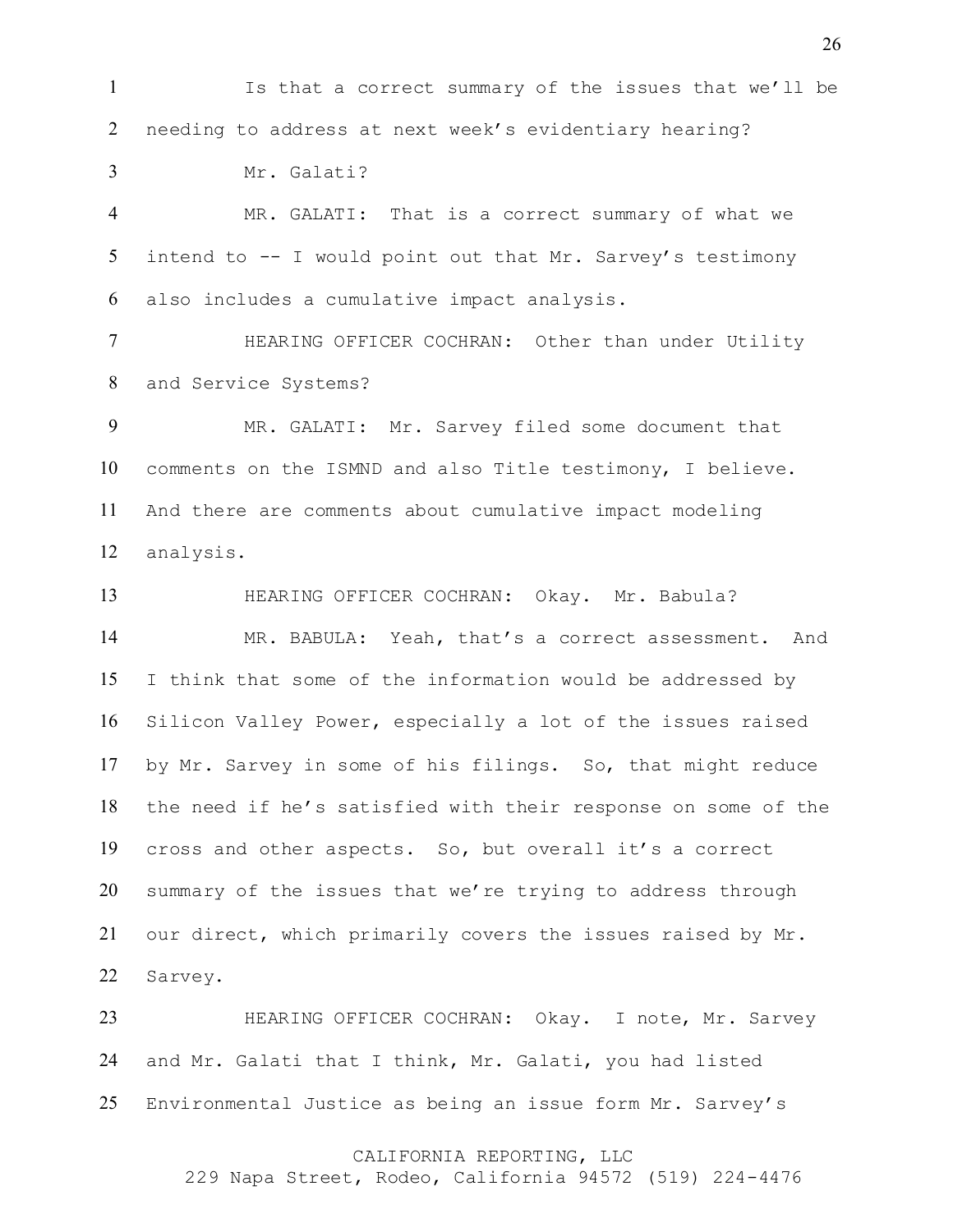Is that a correct summary of the issues that we'll be needing to address at next week's evidentiary hearing?

Mr. Galati?

MR. GALATI: That is a correct summary of what we intend to -- I would point out that Mr. Sarvey's testimony also includes a cumulative impact analysis.

HEARING OFFICER COCHRAN: Other than under Utility and Service Systems?

MR. GALATI: Mr. Sarvey filed some document that comments on the ISMND and also Title testimony, I believe. And there are comments about cumulative impact modeling analysis.

HEARING OFFICER COCHRAN: Okay. Mr. Babula?

MR. BABULA: Yeah, that's a correct assessment. And I think that some of the information would be addressed by Silicon Valley Power, especially a lot of the issues raised by Mr. Sarvey in some of his filings. So, that might reduce the need if he's satisfied with their response on some of the cross and other aspects. So, but overall it's a correct summary of the issues that we're trying to address through our direct, which primarily covers the issues raised by Mr. Sarvey.

HEARING OFFICER COCHRAN: Okay. I note, Mr. Sarvey and Mr. Galati that I think, Mr. Galati, you had listed Environmental Justice as being an issue form Mr. Sarvey's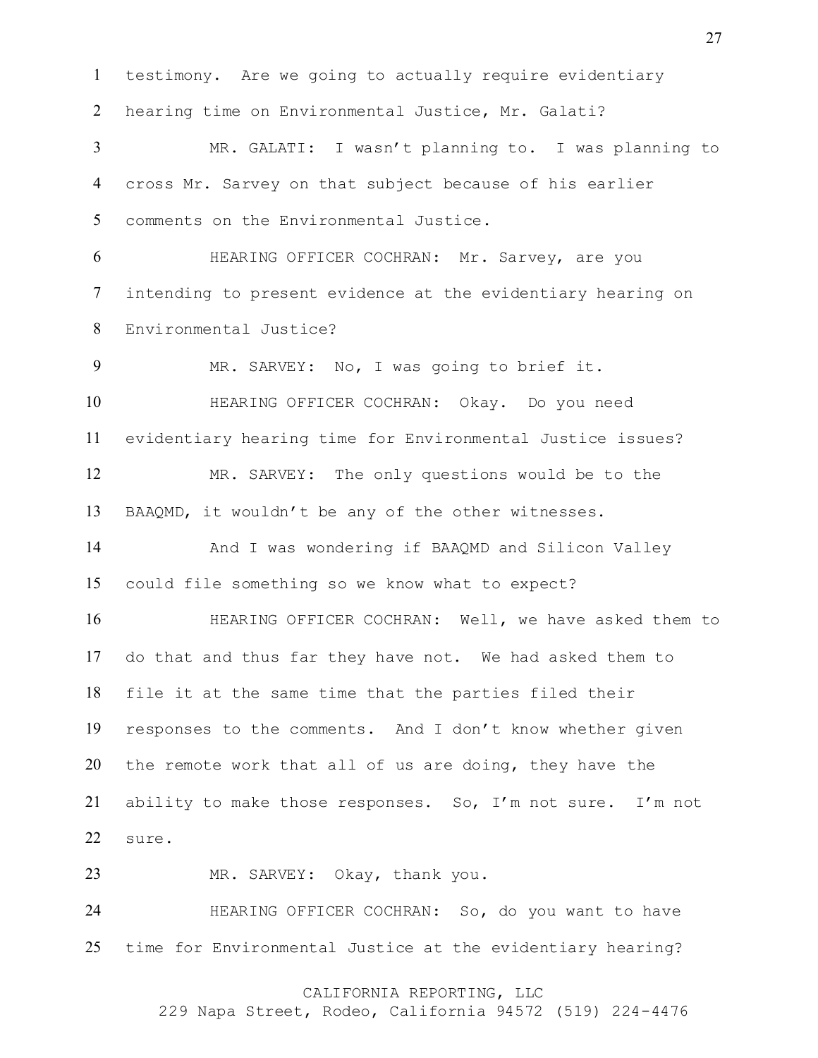testimony. Are we going to actually require evidentiary hearing time on Environmental Justice, Mr. Galati?

MR. GALATI: I wasn't planning to. I was planning to cross Mr. Sarvey on that subject because of his earlier comments on the Environmental Justice.

HEARING OFFICER COCHRAN: Mr. Sarvey, are you intending to present evidence at the evidentiary hearing on Environmental Justice?

MR. SARVEY: No, I was going to brief it.

HEARING OFFICER COCHRAN: Okay. Do you need evidentiary hearing time for Environmental Justice issues?

MR. SARVEY: The only questions would be to the BAAQMD, it wouldn't be any of the other witnesses.

And I was wondering if BAAQMD and Silicon Valley could file something so we know what to expect?

HEARING OFFICER COCHRAN: Well, we have asked them to do that and thus far they have not. We had asked them to file it at the same time that the parties filed their responses to the comments. And I don't know whether given the remote work that all of us are doing, they have the ability to make those responses. So, I'm not sure. I'm not sure.

MR. SARVEY: Okay, thank you.

HEARING OFFICER COCHRAN: So, do you want to have time for Environmental Justice at the evidentiary hearing?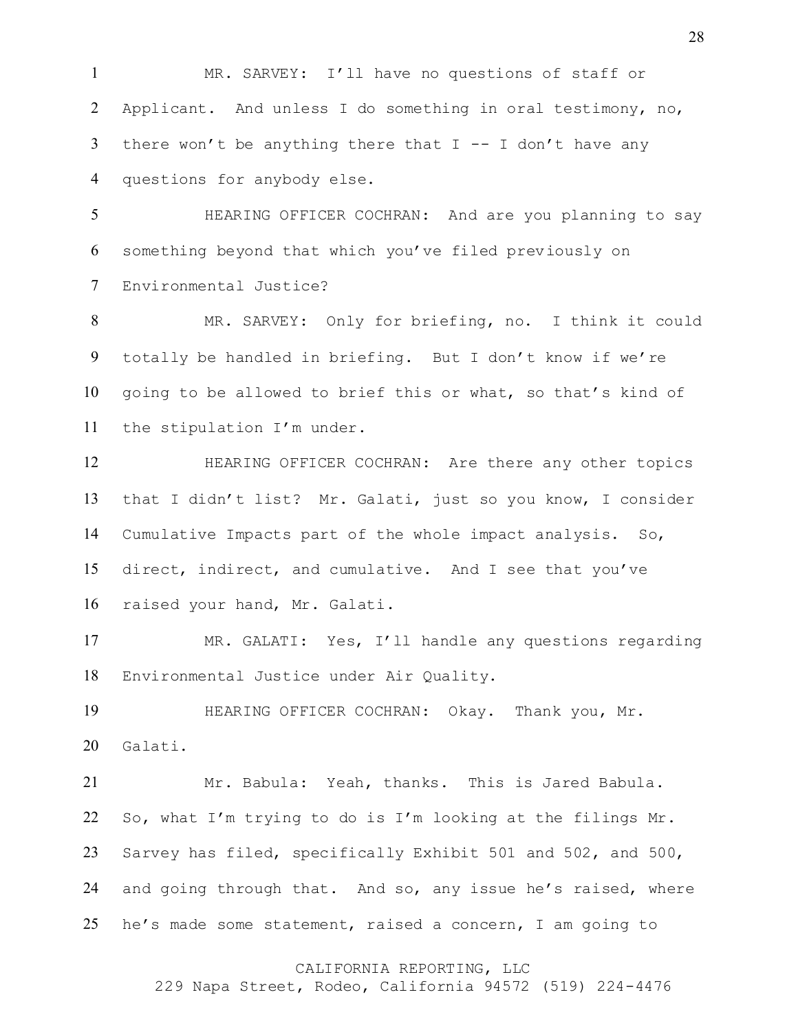MR. SARVEY: I'll have no questions of staff or Applicant. And unless I do something in oral testimony, no, there won't be anything there that I -- I don't have any questions for anybody else.

HEARING OFFICER COCHRAN: And are you planning to say something beyond that which you've filed previously on Environmental Justice?

MR. SARVEY: Only for briefing, no. I think it could totally be handled in briefing. But I don't know if we're going to be allowed to brief this or what, so that's kind of the stipulation I'm under.

HEARING OFFICER COCHRAN: Are there any other topics that I didn't list? Mr. Galati, just so you know, I consider Cumulative Impacts part of the whole impact analysis. So, direct, indirect, and cumulative. And I see that you've raised your hand, Mr. Galati.

MR. GALATI: Yes, I'll handle any questions regarding Environmental Justice under Air Quality.

HEARING OFFICER COCHRAN: Okay. Thank you, Mr. Galati.

Mr. Babula: Yeah, thanks. This is Jared Babula. So, what I'm trying to do is I'm looking at the filings Mr. Sarvey has filed, specifically Exhibit 501 and 502, and 500, and going through that. And so, any issue he's raised, where he's made some statement, raised a concern, I am going to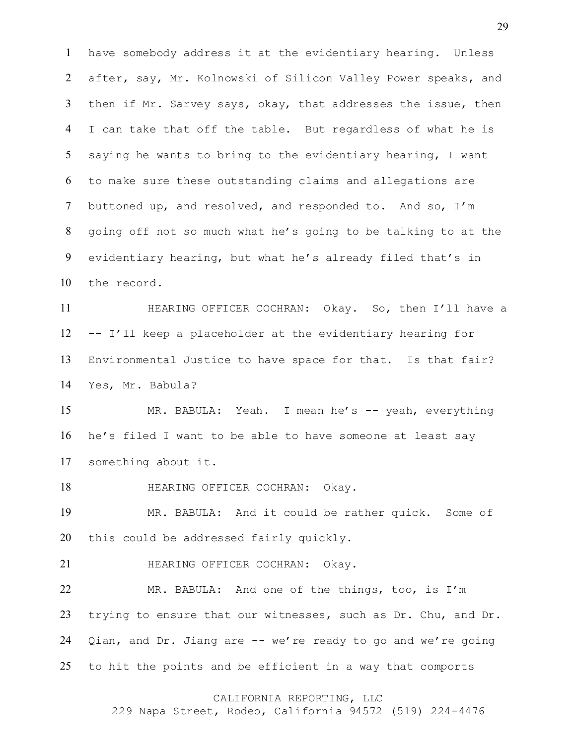have somebody address it at the evidentiary hearing. Unless after, say, Mr. Kolnowski of Silicon Valley Power speaks, and then if Mr. Sarvey says, okay, that addresses the issue, then I can take that off the table. But regardless of what he is saying he wants to bring to the evidentiary hearing, I want to make sure these outstanding claims and allegations are buttoned up, and resolved, and responded to. And so, I'm going off not so much what he's going to be talking to at the evidentiary hearing, but what he's already filed that's in the record.

HEARING OFFICER COCHRAN: Okay. So, then I'll have a -- I'll keep a placeholder at the evidentiary hearing for Environmental Justice to have space for that. Is that fair? Yes, Mr. Babula?

MR. BABULA: Yeah. I mean he's -- yeah, everything he's filed I want to be able to have someone at least say something about it.

HEARING OFFICER COCHRAN: Okay.

MR. BABULA: And it could be rather quick. Some of this could be addressed fairly quickly.

HEARING OFFICER COCHRAN: Okay.

MR. BABULA: And one of the things, too, is I'm trying to ensure that our witnesses, such as Dr. Chu, and Dr. Qian, and Dr. Jiang are -- we're ready to go and we're going to hit the points and be efficient in a way that comports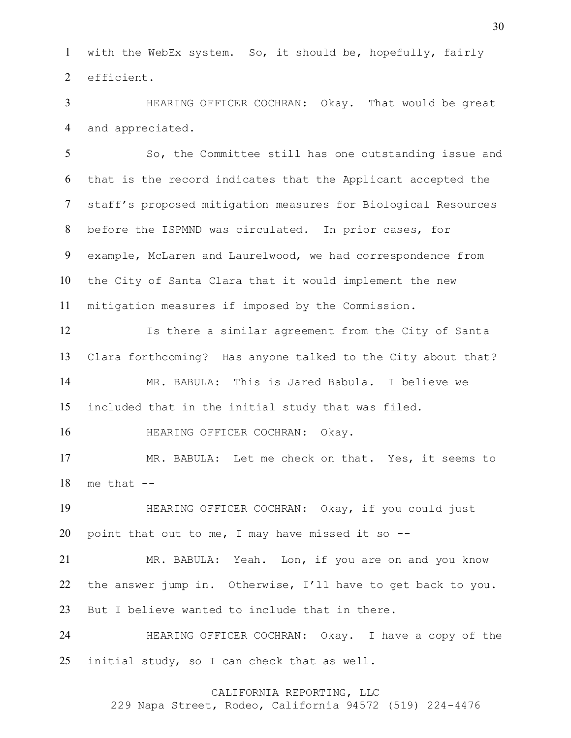with the WebEx system. So, it should be, hopefully, fairly efficient.

HEARING OFFICER COCHRAN: Okay. That would be great and appreciated.

So, the Committee still has one outstanding issue and that is the record indicates that the Applicant accepted the staff's proposed mitigation measures for Biological Resources before the ISPMND was circulated. In prior cases, for example, McLaren and Laurelwood, we had correspondence from the City of Santa Clara that it would implement the new mitigation measures if imposed by the Commission.

Is there a similar agreement from the City of Santa Clara forthcoming? Has anyone talked to the City about that?

MR. BABULA: This is Jared Babula. I believe we included that in the initial study that was filed.

HEARING OFFICER COCHRAN: Okay.

MR. BABULA: Let me check on that. Yes, it seems to me that --

HEARING OFFICER COCHRAN: Okay, if you could just point that out to me, I may have missed it so --

MR. BABULA: Yeah. Lon, if you are on and you know the answer jump in. Otherwise, I'll have to get back to you. But I believe wanted to include that in there.

HEARING OFFICER COCHRAN: Okay. I have a copy of the initial study, so I can check that as well.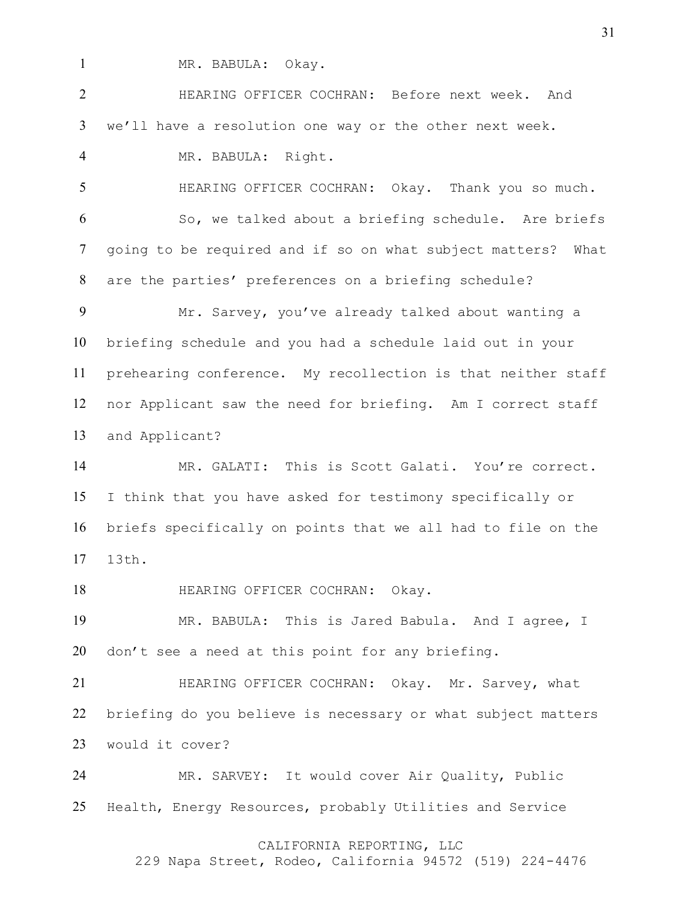MR. BABULA: Okay.

HEARING OFFICER COCHRAN: Before next week. And we'll have a resolution one way or the other next week.

MR. BABULA: Right.

HEARING OFFICER COCHRAN: Okay. Thank you so much.

So, we talked about a briefing schedule. Are briefs going to be required and if so on what subject matters? What are the parties' preferences on a briefing schedule?

Mr. Sarvey, you've already talked about wanting a briefing schedule and you had a schedule laid out in your prehearing conference. My recollection is that neither staff nor Applicant saw the need for briefing. Am I correct staff and Applicant?

MR. GALATI: This is Scott Galati. You're correct. I think that you have asked for testimony specifically or briefs specifically on points that we all had to file on the 13th.

HEARING OFFICER COCHRAN: Okay.

MR. BABULA: This is Jared Babula. And I agree, I don't see a need at this point for any briefing.

HEARING OFFICER COCHRAN: Okay. Mr. Sarvey, what briefing do you believe is necessary or what subject matters would it cover?

MR. SARVEY: It would cover Air Quality, Public Health, Energy Resources, probably Utilities and Service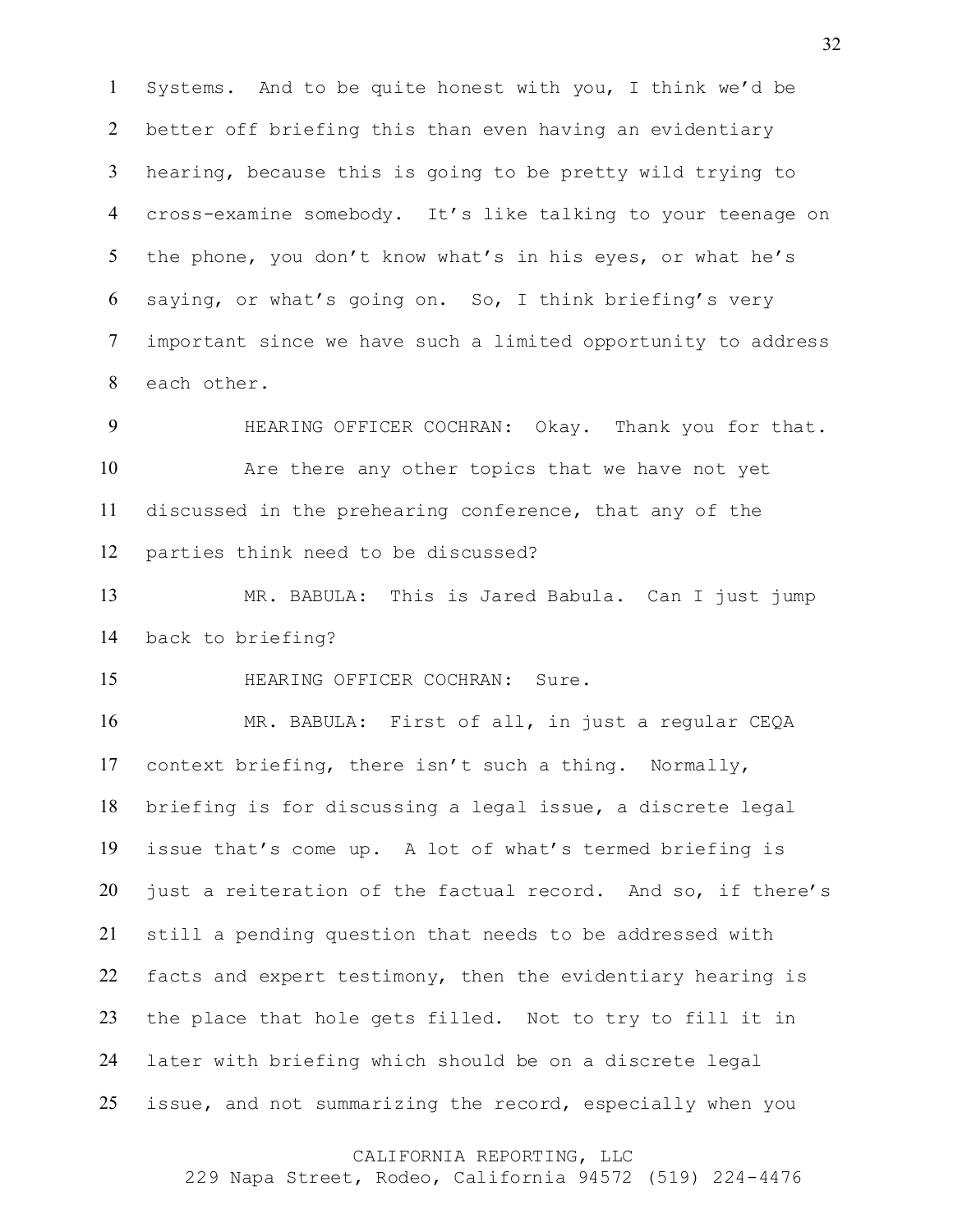Systems. And to be quite honest with you, I think we'd be better off briefing this than even having an evidentiary hearing, because this is going to be pretty wild trying to cross-examine somebody. It's like talking to your teenage on the phone, you don't know what's in his eyes, or what he's saying, or what's going on. So, I think briefing's very important since we have such a limited opportunity to address each other.

HEARING OFFICER COCHRAN: Okay. Thank you for that.

Are there any other topics that we have not yet discussed in the prehearing conference, that any of the parties think need to be discussed?

MR. BABULA: This is Jared Babula. Can I just jump back to briefing?

HEARING OFFICER COCHRAN: Sure.

MR. BABULA: First of all, in just a regular CEQA context briefing, there isn't such a thing. Normally, briefing is for discussing a legal issue, a discrete legal issue that's come up. A lot of what's termed briefing is just a reiteration of the factual record. And so, if there's still a pending question that needs to be addressed with facts and expert testimony, then the evidentiary hearing is the place that hole gets filled. Not to try to fill it in later with briefing which should be on a discrete legal issue, and not summarizing the record, especially when you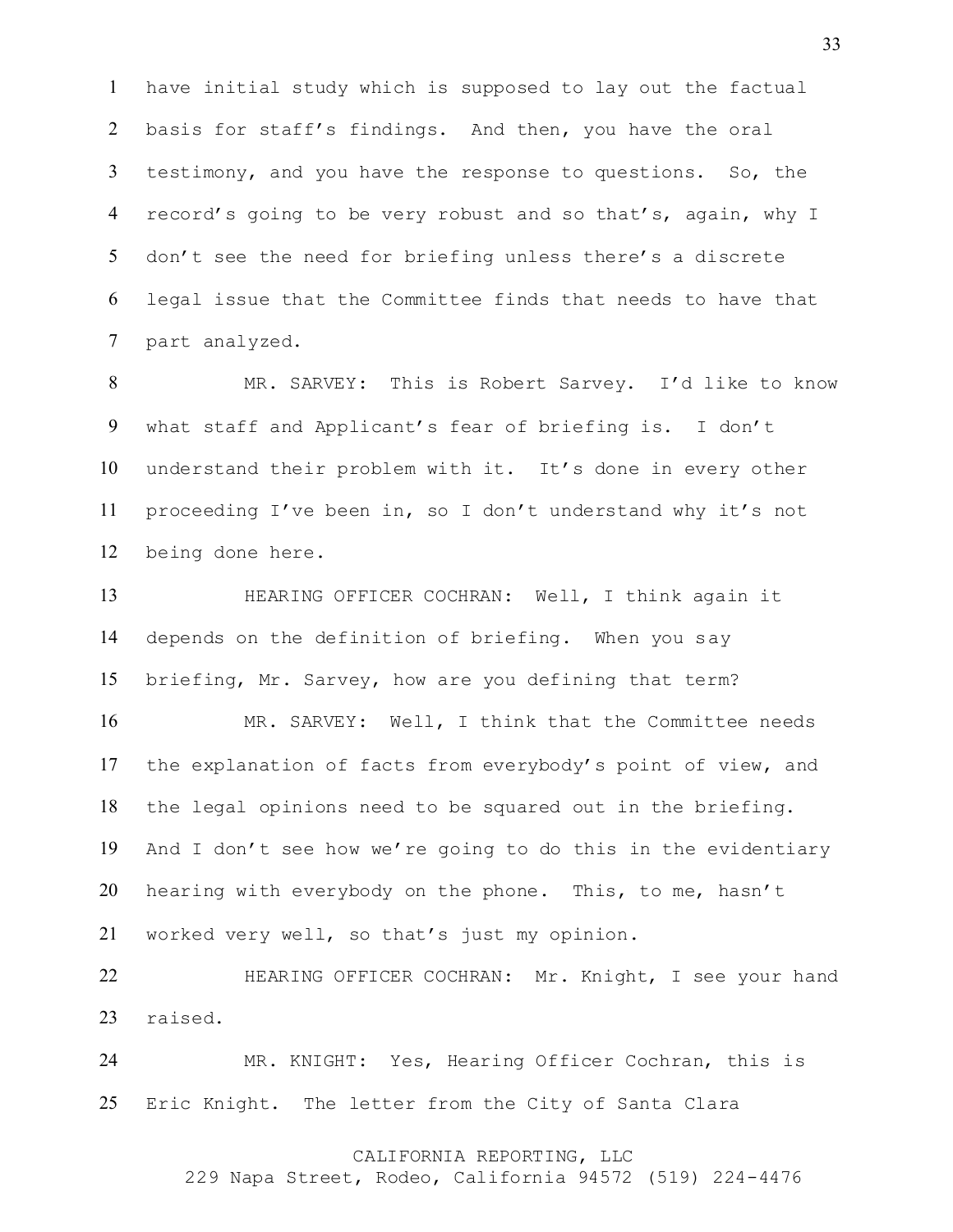have initial study which is supposed to lay out the factual basis for staff's findings. And then, you have the oral testimony, and you have the response to questions. So, the record's going to be very robust and so that's, again, why I don't see the need for briefing unless there's a discrete legal issue that the Committee finds that needs to have that part analyzed.

MR. SARVEY: This is Robert Sarvey. I'd like to know what staff and Applicant's fear of briefing is. I don't understand their problem with it. It's done in every other proceeding I've been in, so I don't understand why it's not being done here.

HEARING OFFICER COCHRAN: Well, I think again it depends on the definition of briefing. When you say briefing, Mr. Sarvey, how are you defining that term?

MR. SARVEY: Well, I think that the Committee needs the explanation of facts from everybody's point of view, and the legal opinions need to be squared out in the briefing. And I don't see how we're going to do this in the evidentiary hearing with everybody on the phone. This, to me, hasn't worked very well, so that's just my opinion.

HEARING OFFICER COCHRAN: Mr. Knight, I see your hand raised.

MR. KNIGHT: Yes, Hearing Officer Cochran, this is Eric Knight. The letter from the City of Santa Clara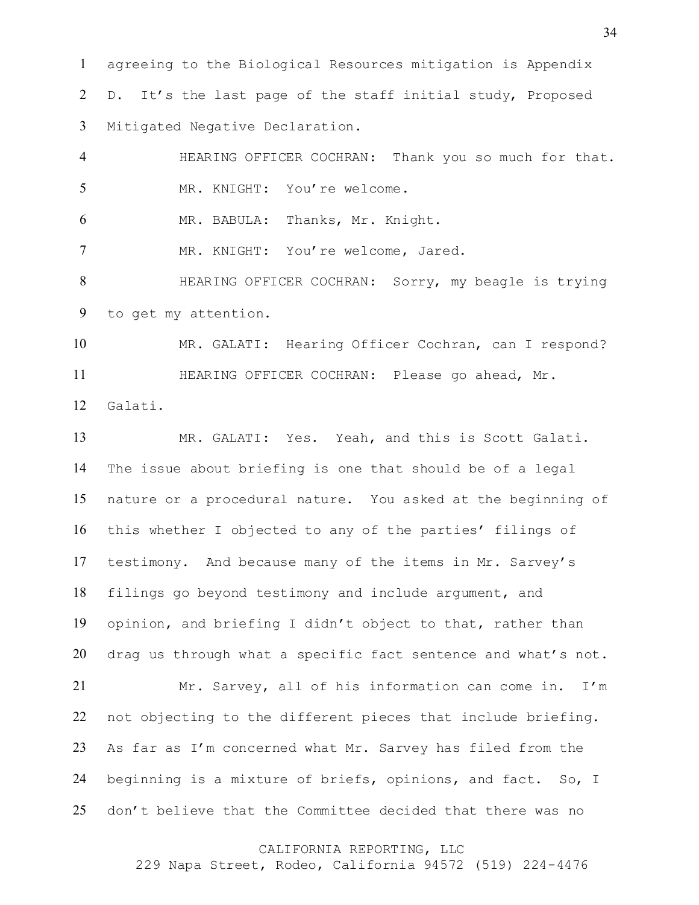agreeing to the Biological Resources mitigation is Appendix D. It's the last page of the staff initial study, Proposed Mitigated Negative Declaration.

HEARING OFFICER COCHRAN: Thank you so much for that.

MR. KNIGHT: You're welcome.

MR. BABULA: Thanks, Mr. Knight.

MR. KNIGHT: You're welcome, Jared.

HEARING OFFICER COCHRAN: Sorry, my beagle is trying to get my attention.

MR. GALATI: Hearing Officer Cochran, can I respond?

HEARING OFFICER COCHRAN: Please go ahead, Mr. Galati.

MR. GALATI: Yes. Yeah, and this is Scott Galati. The issue about briefing is one that should be of a legal nature or a procedural nature. You asked at the beginning of this whether I objected to any of the parties' filings of testimony. And because many of the items in Mr. Sarvey's filings go beyond testimony and include argument, and opinion, and briefing I didn't object to that, rather than drag us through what a specific fact sentence and what's not.

Mr. Sarvey, all of his information can come in. I'm not objecting to the different pieces that include briefing. As far as I'm concerned what Mr. Sarvey has filed from the beginning is a mixture of briefs, opinions, and fact. So, I don't believe that the Committee decided that there was no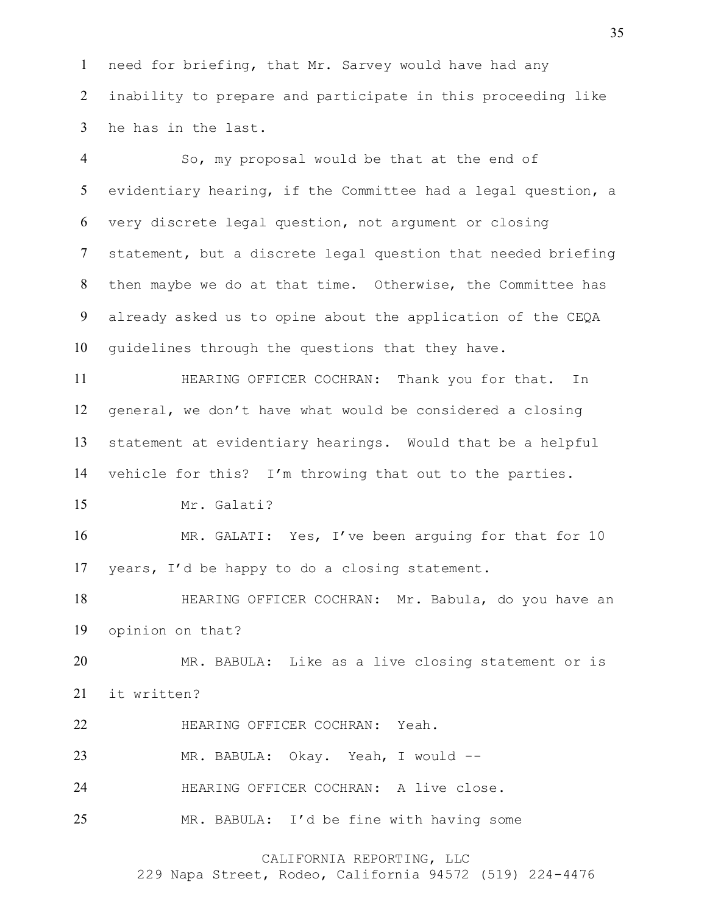need for briefing, that Mr. Sarvey would have had any inability to prepare and participate in this proceeding like he has in the last.

So, my proposal would be that at the end of evidentiary hearing, if the Committee had a legal question, a very discrete legal question, not argument or closing statement, but a discrete legal question that needed briefing then maybe we do at that time. Otherwise, the Committee has already asked us to opine about the application of the CEQA guidelines through the questions that they have.

HEARING OFFICER COCHRAN: Thank you for that. In general, we don't have what would be considered a closing statement at evidentiary hearings. Would that be a helpful vehicle for this? I'm throwing that out to the parties.

Mr. Galati?

MR. GALATI: Yes, I've been arguing for that for 10 years, I'd be happy to do a closing statement.

HEARING OFFICER COCHRAN: Mr. Babula, do you have an opinion on that?

MR. BABULA: Like as a live closing statement or is it written?

HEARING OFFICER COCHRAN: Yeah.

MR. BABULA: Okay. Yeah, I would --

HEARING OFFICER COCHRAN: A live close.

MR. BABULA: I'd be fine with having some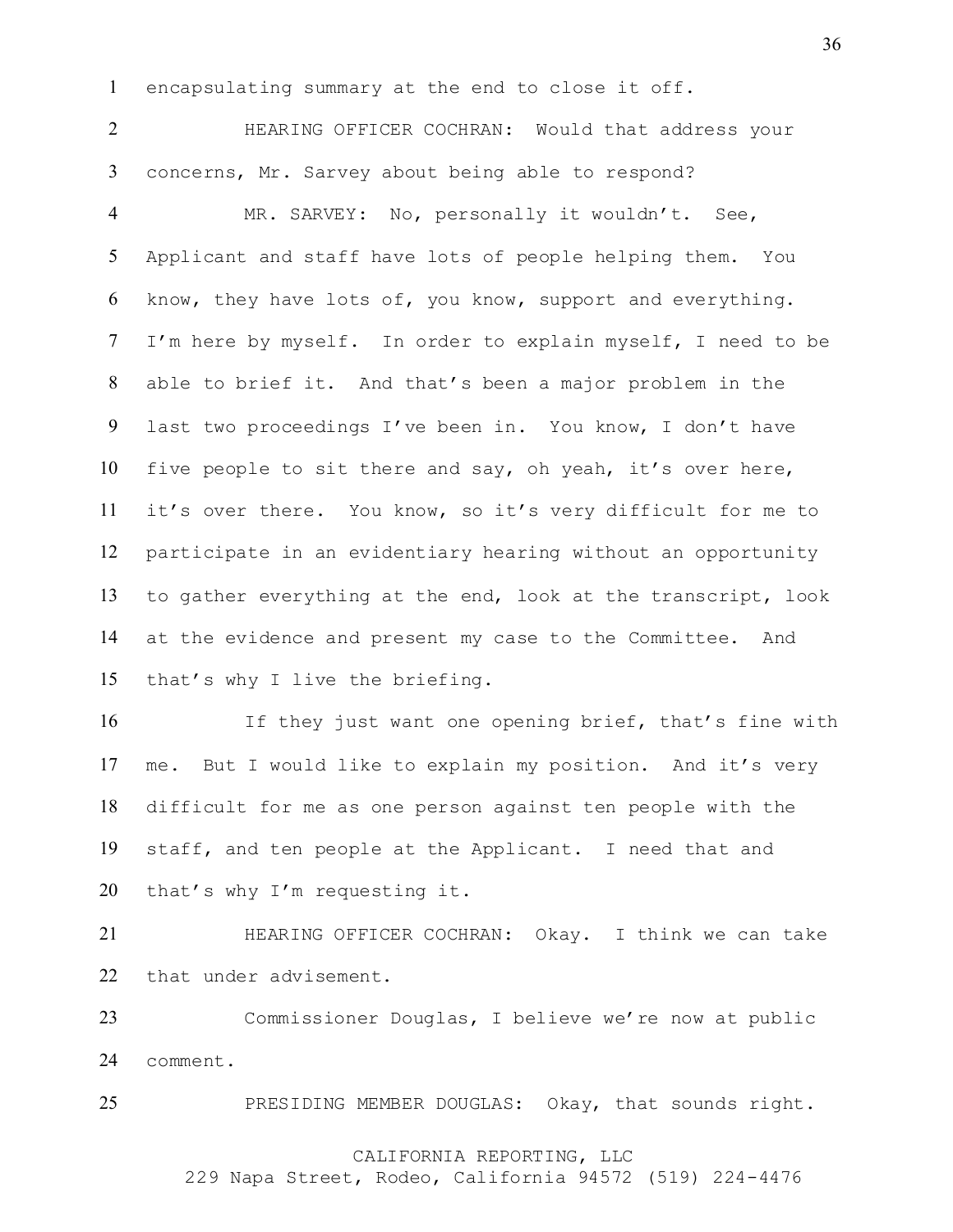encapsulating summary at the end to close it off.

HEARING OFFICER COCHRAN: Would that address your concerns, Mr. Sarvey about being able to respond?

MR. SARVEY: No, personally it wouldn't. See, Applicant and staff have lots of people helping them. You know, they have lots of, you know, support and everything. I'm here by myself. In order to explain myself, I need to be able to brief it. And that's been a major problem in the last two proceedings I've been in. You know, I don't have five people to sit there and say, oh yeah, it's over here, it's over there. You know, so it's very difficult for me to participate in an evidentiary hearing without an opportunity to gather everything at the end, look at the transcript, look at the evidence and present my case to the Committee. And that's why I live the briefing.

If they just want one opening brief, that's fine with me. But I would like to explain my position. And it's very difficult for me as one person against ten people with the staff, and ten people at the Applicant. I need that and that's why I'm requesting it.

HEARING OFFICER COCHRAN: Okay. I think we can take that under advisement.

Commissioner Douglas, I believe we're now at public comment.

PRESIDING MEMBER DOUGLAS: Okay, that sounds right.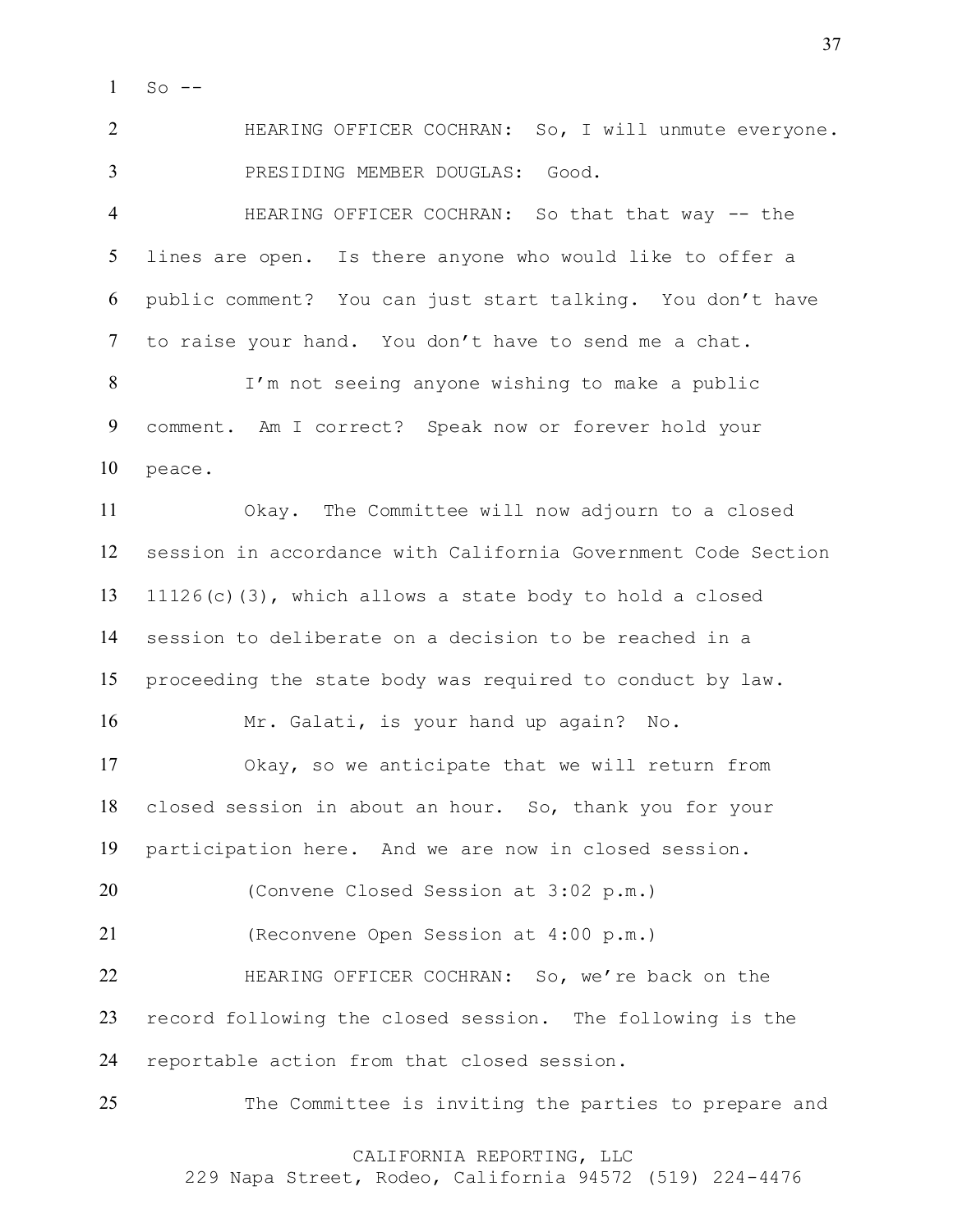So --

HEARING OFFICER COCHRAN: So, I will unmute everyone.

PRESIDING MEMBER DOUGLAS: Good.

HEARING OFFICER COCHRAN: So that that way -- the lines are open. Is there anyone who would like to offer a public comment? You can just start talking. You don't have to raise your hand. You don't have to send me a chat.

I'm not seeing anyone wishing to make a public comment. Am I correct? Speak now or forever hold your peace.

Okay. The Committee will now adjourn to a closed session in accordance with California Government Code Section 11126(c)(3), which allows a state body to hold a closed session to deliberate on a decision to be reached in a proceeding the state body was required to conduct by law.

Mr. Galati, is your hand up again? No.

Okay, so we anticipate that we will return from closed session in about an hour. So, thank you for your participation here. And we are now in closed session.

(Convene Closed Session at 3:02 p.m.)

(Reconvene Open Session at 4:00 p.m.)

HEARING OFFICER COCHRAN: So, we're back on the record following the closed session. The following is the reportable action from that closed session.

The Committee is inviting the parties to prepare and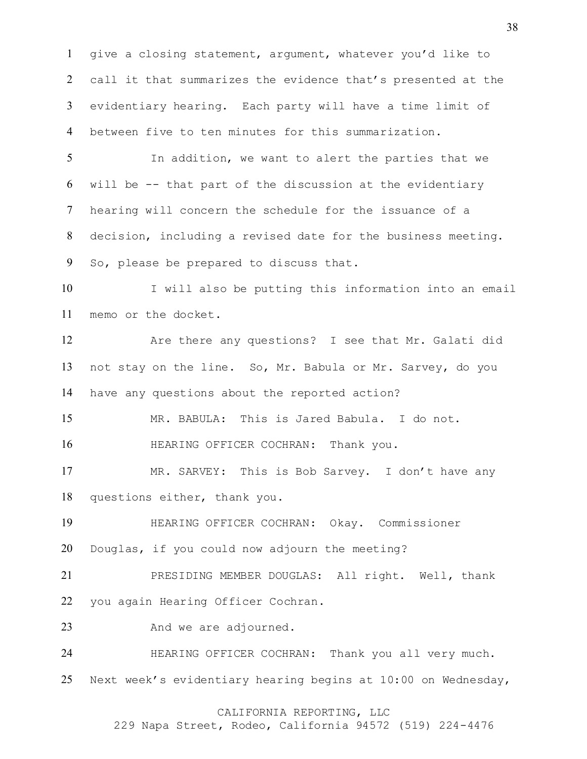give a closing statement, argument, whatever you'd like to call it that summarizes the evidence that's presented at the evidentiary hearing. Each party will have a time limit of between five to ten minutes for this summarization.

In addition, we want to alert the parties that we will be -- that part of the discussion at the evidentiary hearing will concern the schedule for the issuance of a decision, including a revised date for the business meeting. So, please be prepared to discuss that.

I will also be putting this information into an email memo or the docket.

Are there any questions? I see that Mr. Galati did not stay on the line. So, Mr. Babula or Mr. Sarvey, do you have any questions about the reported action?

MR. BABULA: This is Jared Babula. I do not.

HEARING OFFICER COCHRAN: Thank you.

MR. SARVEY: This is Bob Sarvey. I don't have any questions either, thank you.

HEARING OFFICER COCHRAN: Okay. Commissioner Douglas, if you could now adjourn the meeting?

PRESIDING MEMBER DOUGLAS: All right. Well, thank you again Hearing Officer Cochran.

And we are adjourned.

HEARING OFFICER COCHRAN: Thank you all very much. Next week's evidentiary hearing begins at 10:00 on Wednesday,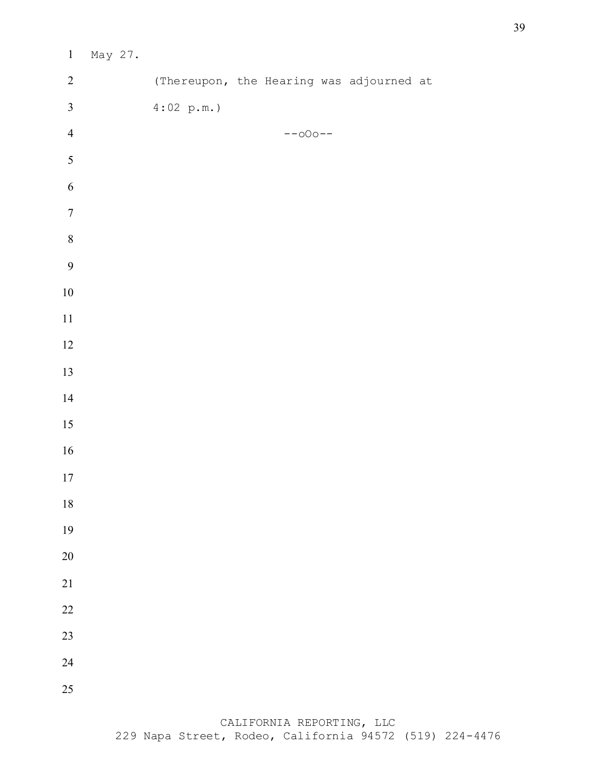May 27.

(Thereupon, the Hearing was adjourned at 4:02 p.m.)

--oOo--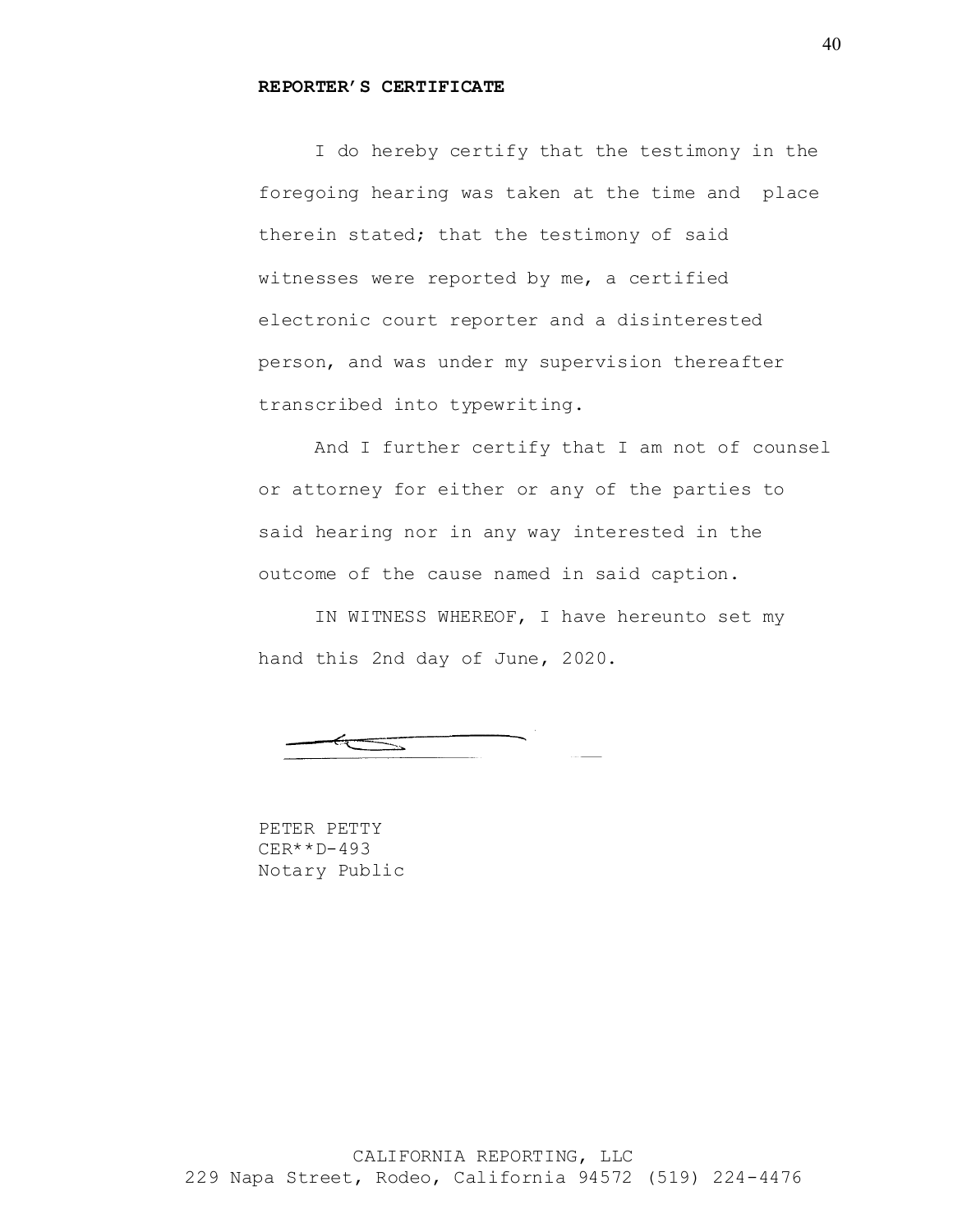**REPORTER'S CERTIFICATE**

I do hereby certify that the testimony in the foregoing hearing was taken at the time and place therein stated; that the testimony of said witnesses were reported by me, a certified electronic court reporter and a disinterested person, and was under my supervision thereafter transcribed into typewriting.

And I further certify that I am not of counsel or attorney for either or any of the parties to said hearing nor in any way interested in the outcome of the cause named in said caption.

IN WITNESS WHEREOF, I have hereunto set my hand this 2nd day of June, 2020.

PETER PETTY
CER**D-493
Notary Public

CALIFORNIA REPORTING, LLC
229 Napa Street, Rodeo, California 94572 (519) 224-4476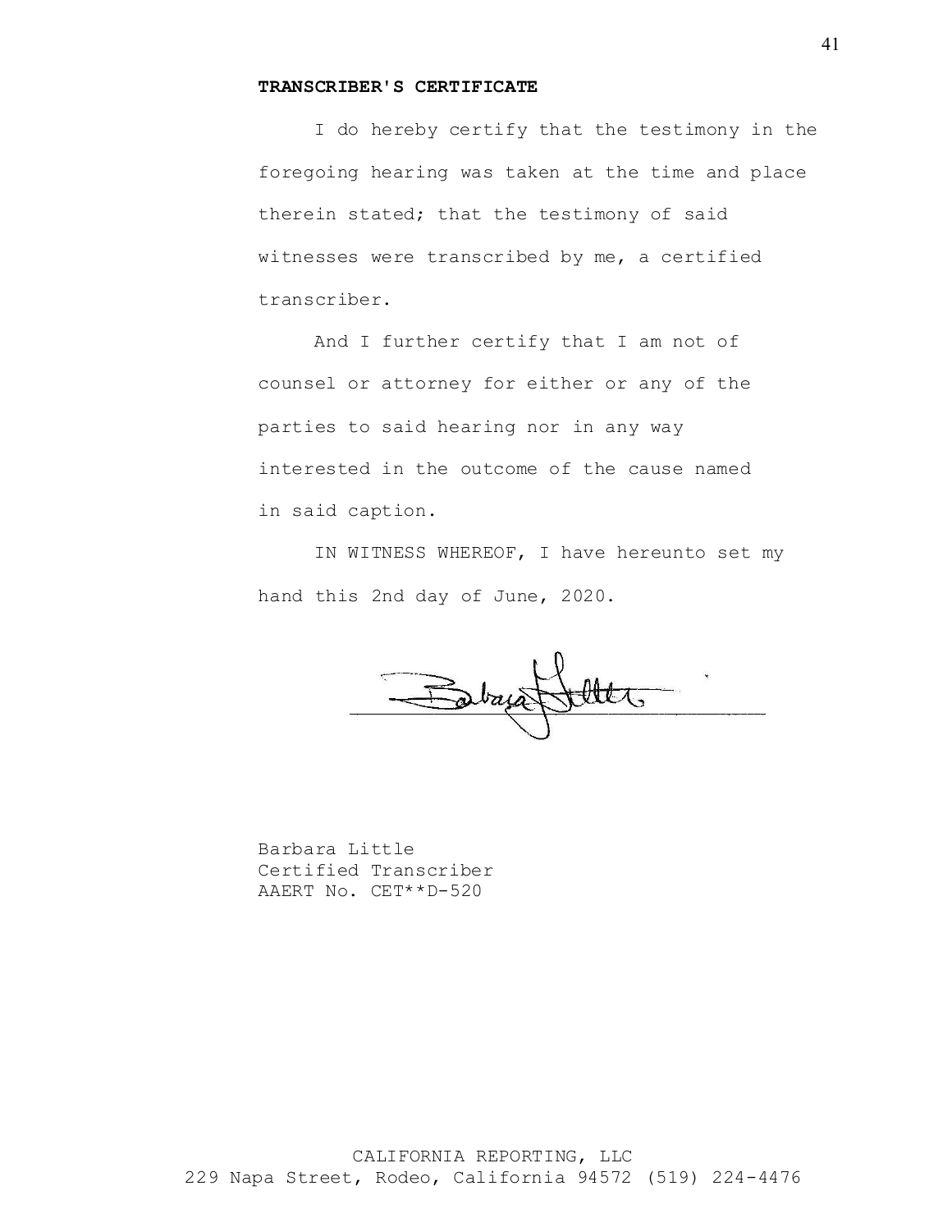**TRANSCRIBER'S CERTIFICATE**

I do hereby certify that the testimony in the foregoing hearing was taken at the time and place therein stated; that the testimony of said witnesses were transcribed by me, a certified transcriber.

And I further certify that I am not of counsel or attorney for either or any of the parties to said hearing nor in any way interested in the outcome of the cause named in said caption.

IN WITNESS WHEREOF, I have hereunto set my hand this 2nd day of June, 2020.

Barbara Little
Certified Transcriber
AAERT No. CET**D-520

CALIFORNIA REPORTING, LLC
229 Napa Street, Rodeo, California 94572 (519) 224-4476